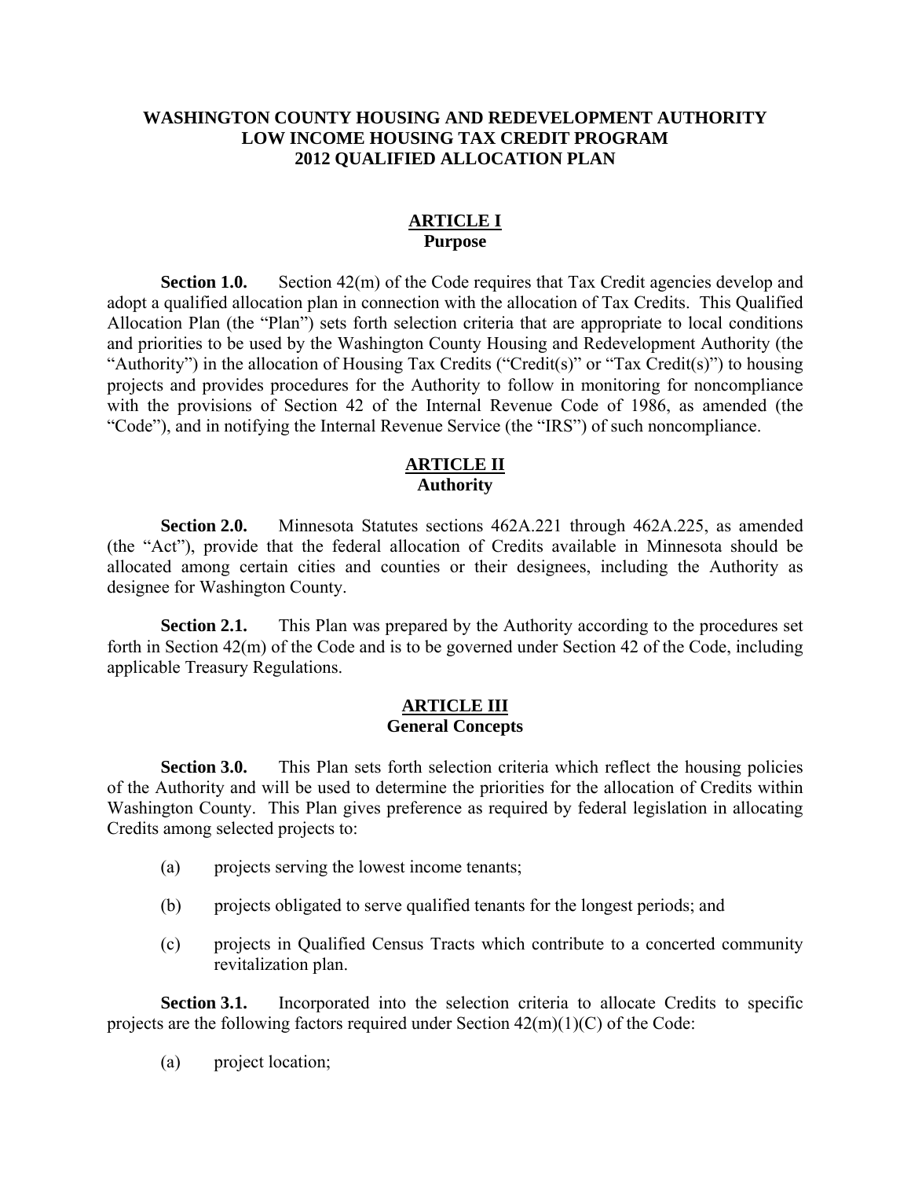# WASHINGTON COUNTY HOUSING AND REDEVELOPMENT AUTHORITY
# LOW INCOME HOUSING TAX CREDIT PROGRAM
# 2012 QUALIFIED ALLOCATION PLAN

## ARTICLE I
## Purpose

**Section 1.0.** Section 42(m) of the Code requires that Tax Credit agencies develop and adopt a qualified allocation plan in connection with the allocation of Tax Credits. This Qualified Allocation Plan (the "Plan") sets forth selection criteria that are appropriate to local conditions and priorities to be used by the Washington County Housing and Redevelopment Authority (the "Authority") in the allocation of Housing Tax Credits ("Credit(s)" or "Tax Credit(s)") to housing projects and provides procedures for the Authority to follow in monitoring for noncompliance with the provisions of Section 42 of the Internal Revenue Code of 1986, as amended (the "Code"), and in notifying the Internal Revenue Service (the "IRS") of such noncompliance.

## ARTICLE II
## Authority

**Section 2.0.** Minnesota Statutes sections 462A.221 through 462A.225, as amended (the "Act"), provide that the federal allocation of Credits available in Minnesota should be allocated among certain cities and counties or their designees, including the Authority as designee for Washington County.

**Section 2.1.** This Plan was prepared by the Authority according to the procedures set forth in Section 42(m) of the Code and is to be governed under Section 42 of the Code, including applicable Treasury Regulations.

## ARTICLE III
## General Concepts

**Section 3.0.** This Plan sets forth selection criteria which reflect the housing policies of the Authority and will be used to determine the priorities for the allocation of Credits within Washington County. This Plan gives preference as required by federal legislation in allocating Credits among selected projects to:

(a) projects serving the lowest income tenants;

(b) projects obligated to serve qualified tenants for the longest periods; and

(c) projects in Qualified Census Tracts which contribute to a concerted community revitalization plan.

**Section 3.1.** Incorporated into the selection criteria to allocate Credits to specific projects are the following factors required under Section 42(m)(1)(C) of the Code:

(a) project location;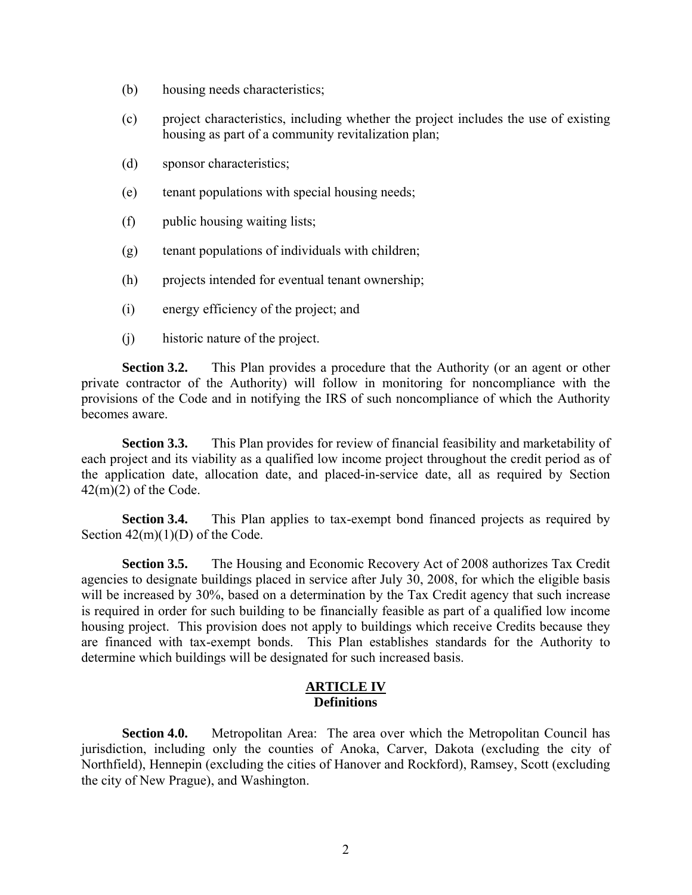(b) housing needs characteristics;

(c) project characteristics, including whether the project includes the use of existing housing as part of a community revitalization plan;

(d) sponsor characteristics;

(e) tenant populations with special housing needs;

(f) public housing waiting lists;

(g) tenant populations of individuals with children;

(h) projects intended for eventual tenant ownership;

(i) energy efficiency of the project; and

(j) historic nature of the project.

**Section 3.2.** This Plan provides a procedure that the Authority (or an agent or other private contractor of the Authority) will follow in monitoring for noncompliance with the provisions of the Code and in notifying the IRS of such noncompliance of which the Authority becomes aware.

**Section 3.3.** This Plan provides for review of financial feasibility and marketability of each project and its viability as a qualified low income project throughout the credit period as of the application date, allocation date, and placed-in-service date, all as required by Section 42(m)(2) of the Code.

**Section 3.4.** This Plan applies to tax-exempt bond financed projects as required by Section 42(m)(1)(D) of the Code.

**Section 3.5.** The Housing and Economic Recovery Act of 2008 authorizes Tax Credit agencies to designate buildings placed in service after July 30, 2008, for which the eligible basis will be increased by 30%, based on a determination by the Tax Credit agency that such increase is required in order for such building to be financially feasible as part of a qualified low income housing project. This provision does not apply to buildings which receive Credits because they are financed with tax-exempt bonds. This Plan establishes standards for the Authority to determine which buildings will be designated for such increased basis.

## ARTICLE IV
## Definitions

**Section 4.0.** Metropolitan Area: The area over which the Metropolitan Council has jurisdiction, including only the counties of Anoka, Carver, Dakota (excluding the city of Northfield), Hennepin (excluding the cities of Hanover and Rockford), Ramsey, Scott (excluding the city of New Prague), and Washington.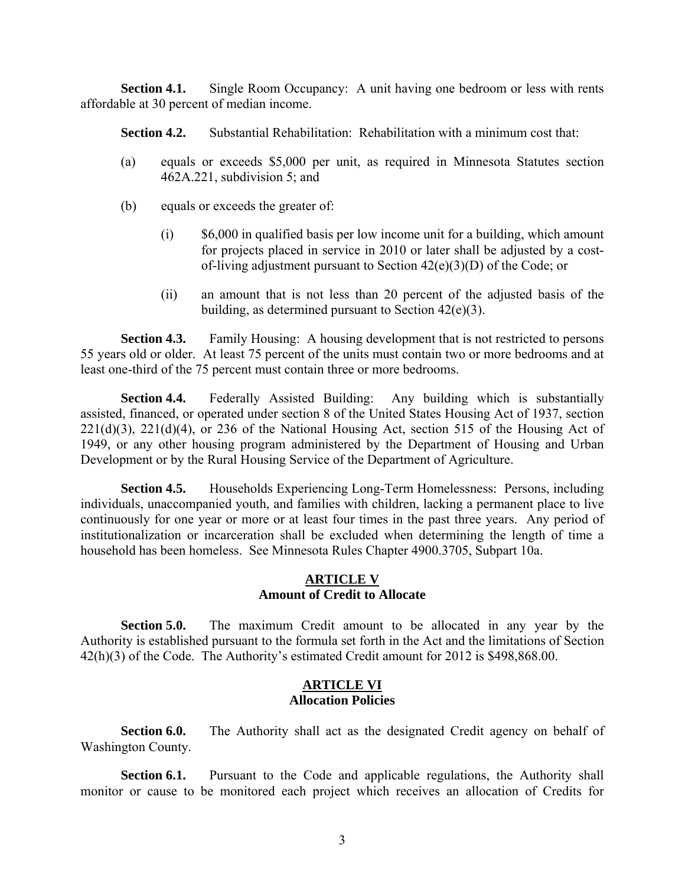**Section 4.1.** Single Room Occupancy: A unit having one bedroom or less with rents affordable at 30 percent of median income.

**Section 4.2.** Substantial Rehabilitation: Rehabilitation with a minimum cost that:

(a) equals or exceeds $5,000 per unit, as required in Minnesota Statutes section 462A.221, subdivision 5; and

(b) equals or exceeds the greater of:

(i) $6,000 in qualified basis per low income unit for a building, which amount for projects placed in service in 2010 or later shall be adjusted by a cost-of-living adjustment pursuant to Section 42(e)(3)(D) of the Code; or

(ii) an amount that is not less than 20 percent of the adjusted basis of the building, as determined pursuant to Section 42(e)(3).

**Section 4.3.** Family Housing: A housing development that is not restricted to persons 55 years old or older. At least 75 percent of the units must contain two or more bedrooms and at least one-third of the 75 percent must contain three or more bedrooms.

**Section 4.4.** Federally Assisted Building: Any building which is substantially assisted, financed, or operated under section 8 of the United States Housing Act of 1937, section 221(d)(3), 221(d)(4), or 236 of the National Housing Act, section 515 of the Housing Act of 1949, or any other housing program administered by the Department of Housing and Urban Development or by the Rural Housing Service of the Department of Agriculture.

**Section 4.5.** Households Experiencing Long-Term Homelessness: Persons, including individuals, unaccompanied youth, and families with children, lacking a permanent place to live continuously for one year or more or at least four times in the past three years. Any period of institutionalization or incarceration shall be excluded when determining the length of time a household has been homeless. See Minnesota Rules Chapter 4900.3705, Subpart 10a.

## ARTICLE V
## Amount of Credit to Allocate

**Section 5.0.** The maximum Credit amount to be allocated in any year by the Authority is established pursuant to the formula set forth in the Act and the limitations of Section 42(h)(3) of the Code. The Authority's estimated Credit amount for 2012 is $498,868.00.

## ARTICLE VI
## Allocation Policies

**Section 6.0.** The Authority shall act as the designated Credit agency on behalf of Washington County.

**Section 6.1.** Pursuant to the Code and applicable regulations, the Authority shall monitor or cause to be monitored each project which receives an allocation of Credits for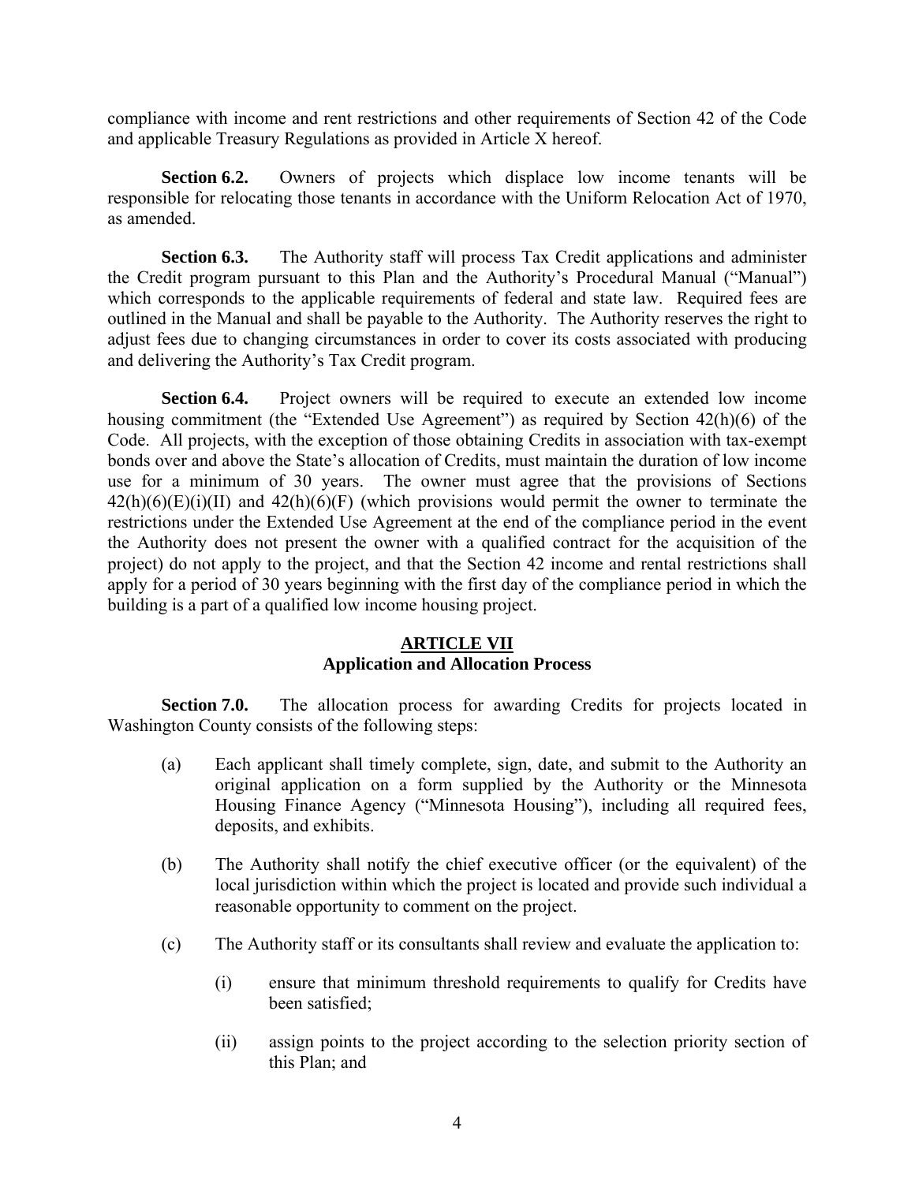compliance with income and rent restrictions and other requirements of Section 42 of the Code and applicable Treasury Regulations as provided in Article X hereof.

**Section 6.2.** Owners of projects which displace low income tenants will be responsible for relocating those tenants in accordance with the Uniform Relocation Act of 1970, as amended.

**Section 6.3.** The Authority staff will process Tax Credit applications and administer the Credit program pursuant to this Plan and the Authority's Procedural Manual ("Manual") which corresponds to the applicable requirements of federal and state law. Required fees are outlined in the Manual and shall be payable to the Authority. The Authority reserves the right to adjust fees due to changing circumstances in order to cover its costs associated with producing and delivering the Authority's Tax Credit program.

**Section 6.4.** Project owners will be required to execute an extended low income housing commitment (the "Extended Use Agreement") as required by Section 42(h)(6) of the Code. All projects, with the exception of those obtaining Credits in association with tax-exempt bonds over and above the State's allocation of Credits, must maintain the duration of low income use for a minimum of 30 years. The owner must agree that the provisions of Sections 42(h)(6)(E)(i)(II) and 42(h)(6)(F) (which provisions would permit the owner to terminate the restrictions under the Extended Use Agreement at the end of the compliance period in the event the Authority does not present the owner with a qualified contract for the acquisition of the project) do not apply to the project, and that the Section 42 income and rental restrictions shall apply for a period of 30 years beginning with the first day of the compliance period in which the building is a part of a qualified low income housing project.

## ARTICLE VII
## Application and Allocation Process

**Section 7.0.** The allocation process for awarding Credits for projects located in Washington County consists of the following steps:

(a) Each applicant shall timely complete, sign, date, and submit to the Authority an original application on a form supplied by the Authority or the Minnesota Housing Finance Agency ("Minnesota Housing"), including all required fees, deposits, and exhibits.

(b) The Authority shall notify the chief executive officer (or the equivalent) of the local jurisdiction within which the project is located and provide such individual a reasonable opportunity to comment on the project.

(c) The Authority staff or its consultants shall review and evaluate the application to:

(i) ensure that minimum threshold requirements to qualify for Credits have been satisfied;

(ii) assign points to the project according to the selection priority section of this Plan; and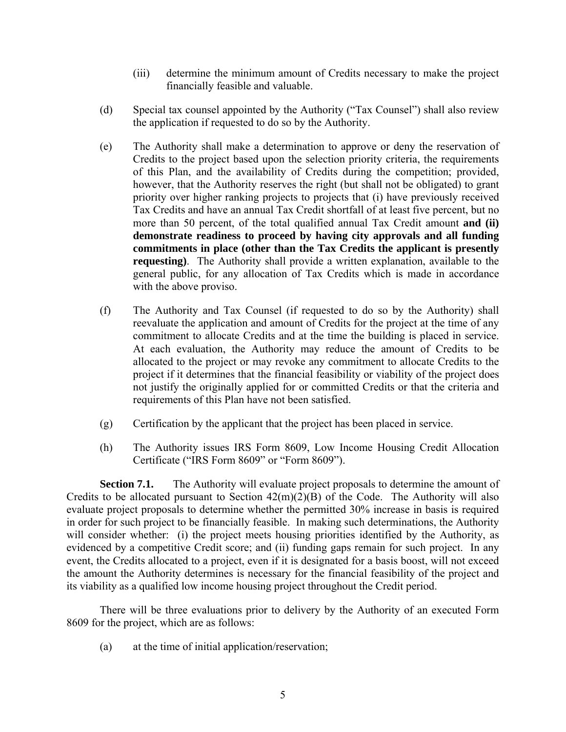(iii) determine the minimum amount of Credits necessary to make the project financially feasible and valuable.

(d) Special tax counsel appointed by the Authority ("Tax Counsel") shall also review the application if requested to do so by the Authority.

(e) The Authority shall make a determination to approve or deny the reservation of Credits to the project based upon the selection priority criteria, the requirements of this Plan, and the availability of Credits during the competition; provided, however, that the Authority reserves the right (but shall not be obligated) to grant priority over higher ranking projects to projects that (i) have previously received Tax Credits and have an annual Tax Credit shortfall of at least five percent, but no more than 50 percent, of the total qualified annual Tax Credit amount **and (ii) demonstrate readiness to proceed by having city approvals and all funding commitments in place (other than the Tax Credits the applicant is presently requesting)**. The Authority shall provide a written explanation, available to the general public, for any allocation of Tax Credits which is made in accordance with the above proviso.

(f) The Authority and Tax Counsel (if requested to do so by the Authority) shall reevaluate the application and amount of Credits for the project at the time of any commitment to allocate Credits and at the time the building is placed in service. At each evaluation, the Authority may reduce the amount of Credits to be allocated to the project or may revoke any commitment to allocate Credits to the project if it determines that the financial feasibility or viability of the project does not justify the originally applied for or committed Credits or that the criteria and requirements of this Plan have not been satisfied.

(g) Certification by the applicant that the project has been placed in service.

(h) The Authority issues IRS Form 8609, Low Income Housing Credit Allocation Certificate ("IRS Form 8609" or "Form 8609").

**Section 7.1.** The Authority will evaluate project proposals to determine the amount of Credits to be allocated pursuant to Section 42(m)(2)(B) of the Code. The Authority will also evaluate project proposals to determine whether the permitted 30% increase in basis is required in order for such project to be financially feasible. In making such determinations, the Authority will consider whether: (i) the project meets housing priorities identified by the Authority, as evidenced by a competitive Credit score; and (ii) funding gaps remain for such project. In any event, the Credits allocated to a project, even if it is designated for a basis boost, will not exceed the amount the Authority determines is necessary for the financial feasibility of the project and its viability as a qualified low income housing project throughout the Credit period.

There will be three evaluations prior to delivery by the Authority of an executed Form 8609 for the project, which are as follows:

(a) at the time of initial application/reservation;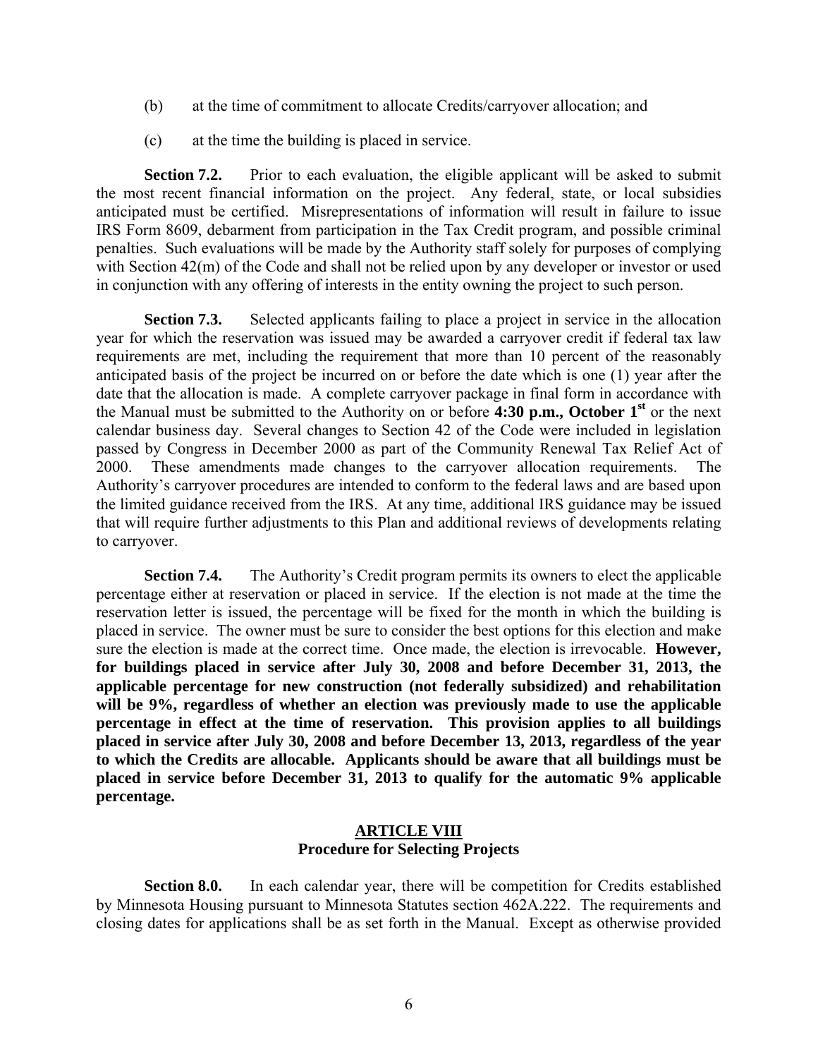(b) at the time of commitment to allocate Credits/carryover allocation; and

(c) at the time the building is placed in service.

**Section 7.2.** Prior to each evaluation, the eligible applicant will be asked to submit the most recent financial information on the project. Any federal, state, or local subsidies anticipated must be certified. Misrepresentations of information will result in failure to issue IRS Form 8609, debarment from participation in the Tax Credit program, and possible criminal penalties. Such evaluations will be made by the Authority staff solely for purposes of complying with Section 42(m) of the Code and shall not be relied upon by any developer or investor or used in conjunction with any offering of interests in the entity owning the project to such person.

**Section 7.3.** Selected applicants failing to place a project in service in the allocation year for which the reservation was issued may be awarded a carryover credit if federal tax law requirements are met, including the requirement that more than 10 percent of the reasonably anticipated basis of the project be incurred on or before the date which is one (1) year after the date that the allocation is made. A complete carryover package in final form in accordance with the Manual must be submitted to the Authority on or before **4:30 p.m., October 1st** or the next calendar business day. Several changes to Section 42 of the Code were included in legislation passed by Congress in December 2000 as part of the Community Renewal Tax Relief Act of 2000. These amendments made changes to the carryover allocation requirements. The Authority's carryover procedures are intended to conform to the federal laws and are based upon the limited guidance received from the IRS. At any time, additional IRS guidance may be issued that will require further adjustments to this Plan and additional reviews of developments relating to carryover.

**Section 7.4.** The Authority's Credit program permits its owners to elect the applicable percentage either at reservation or placed in service. If the election is not made at the time the reservation letter is issued, the percentage will be fixed for the month in which the building is placed in service. The owner must be sure to consider the best options for this election and make sure the election is made at the correct time. Once made, the election is irrevocable. **However, for buildings placed in service after July 30, 2008 and before December 31, 2013, the applicable percentage for new construction (not federally subsidized) and rehabilitation will be 9%, regardless of whether an election was previously made to use the applicable percentage in effect at the time of reservation. This provision applies to all buildings placed in service after July 30, 2008 and before December 13, 2013, regardless of the year to which the Credits are allocable. Applicants should be aware that all buildings must be placed in service before December 31, 2013 to qualify for the automatic 9% applicable percentage.**

## ARTICLE VIII
## Procedure for Selecting Projects

**Section 8.0.** In each calendar year, there will be competition for Credits established by Minnesota Housing pursuant to Minnesota Statutes section 462A.222. The requirements and closing dates for applications shall be as set forth in the Manual. Except as otherwise provided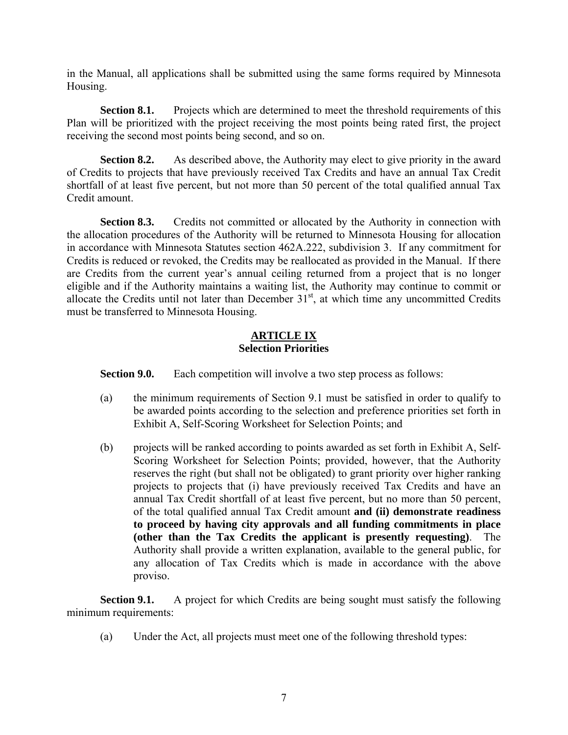in the Manual, all applications shall be submitted using the same forms required by Minnesota Housing.

**Section 8.1.** Projects which are determined to meet the threshold requirements of this Plan will be prioritized with the project receiving the most points being rated first, the project receiving the second most points being second, and so on.

**Section 8.2.** As described above, the Authority may elect to give priority in the award of Credits to projects that have previously received Tax Credits and have an annual Tax Credit shortfall of at least five percent, but not more than 50 percent of the total qualified annual Tax Credit amount.

**Section 8.3.** Credits not committed or allocated by the Authority in connection with the allocation procedures of the Authority will be returned to Minnesota Housing for allocation in accordance with Minnesota Statutes section 462A.222, subdivision 3. If any commitment for Credits is reduced or revoked, the Credits may be reallocated as provided in the Manual. If there are Credits from the current year's annual ceiling returned from a project that is no longer eligible and if the Authority maintains a waiting list, the Authority may continue to commit or allocate the Credits until not later than December 31st, at which time any uncommitted Credits must be transferred to Minnesota Housing.

## ARTICLE IX
## Selection Priorities

**Section 9.0.** Each competition will involve a two step process as follows:

(a) the minimum requirements of Section 9.1 must be satisfied in order to qualify to be awarded points according to the selection and preference priorities set forth in Exhibit A, Self-Scoring Worksheet for Selection Points; and

(b) projects will be ranked according to points awarded as set forth in Exhibit A, Self-Scoring Worksheet for Selection Points; provided, however, that the Authority reserves the right (but shall not be obligated) to grant priority over higher ranking projects to projects that (i) have previously received Tax Credits and have an annual Tax Credit shortfall of at least five percent, but no more than 50 percent, of the total qualified annual Tax Credit amount **and (ii) demonstrate readiness to proceed by having city approvals and all funding commitments in place (other than the Tax Credits the applicant is presently requesting)**. The Authority shall provide a written explanation, available to the general public, for any allocation of Tax Credits which is made in accordance with the above proviso.

**Section 9.1.** A project for which Credits are being sought must satisfy the following minimum requirements:

(a) Under the Act, all projects must meet one of the following threshold types: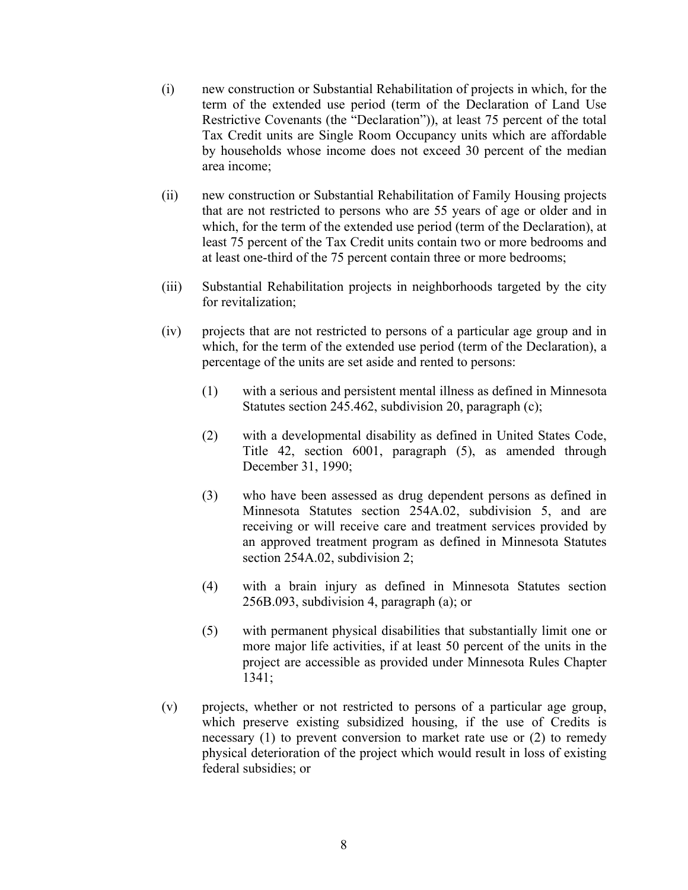(i) new construction or Substantial Rehabilitation of projects in which, for the term of the extended use period (term of the Declaration of Land Use Restrictive Covenants (the "Declaration")), at least 75 percent of the total Tax Credit units are Single Room Occupancy units which are affordable by households whose income does not exceed 30 percent of the median area income;

(ii) new construction or Substantial Rehabilitation of Family Housing projects that are not restricted to persons who are 55 years of age or older and in which, for the term of the extended use period (term of the Declaration), at least 75 percent of the Tax Credit units contain two or more bedrooms and at least one-third of the 75 percent contain three or more bedrooms;

(iii) Substantial Rehabilitation projects in neighborhoods targeted by the city for revitalization;

(iv) projects that are not restricted to persons of a particular age group and in which, for the term of the extended use period (term of the Declaration), a percentage of the units are set aside and rented to persons:

 (1) with a serious and persistent mental illness as defined in Minnesota Statutes section 245.462, subdivision 20, paragraph (c);

 (2) with a developmental disability as defined in United States Code, Title 42, section 6001, paragraph (5), as amended through December 31, 1990;

 (3) who have been assessed as drug dependent persons as defined in Minnesota Statutes section 254A.02, subdivision 5, and are receiving or will receive care and treatment services provided by an approved treatment program as defined in Minnesota Statutes section 254A.02, subdivision 2;

 (4) with a brain injury as defined in Minnesota Statutes section 256B.093, subdivision 4, paragraph (a); or

 (5) with permanent physical disabilities that substantially limit one or more major life activities, if at least 50 percent of the units in the project are accessible as provided under Minnesota Rules Chapter 1341;

(v) projects, whether or not restricted to persons of a particular age group, which preserve existing subsidized housing, if the use of Credits is necessary (1) to prevent conversion to market rate use or (2) to remedy physical deterioration of the project which would result in loss of existing federal subsidies; or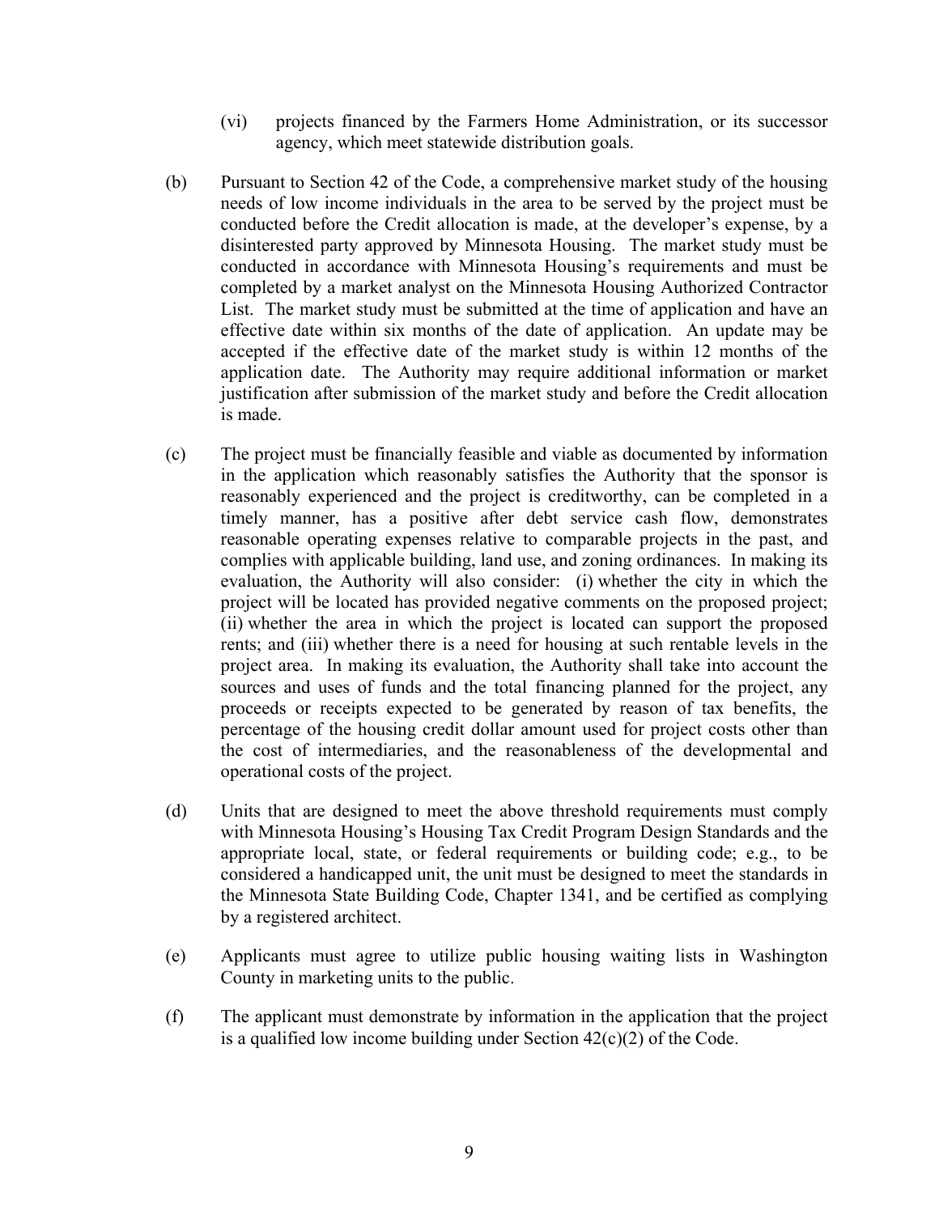(vi) projects financed by the Farmers Home Administration, or its successor agency, which meet statewide distribution goals.

(b) Pursuant to Section 42 of the Code, a comprehensive market study of the housing needs of low income individuals in the area to be served by the project must be conducted before the Credit allocation is made, at the developer's expense, by a disinterested party approved by Minnesota Housing. The market study must be conducted in accordance with Minnesota Housing's requirements and must be completed by a market analyst on the Minnesota Housing Authorized Contractor List. The market study must be submitted at the time of application and have an effective date within six months of the date of application. An update may be accepted if the effective date of the market study is within 12 months of the application date. The Authority may require additional information or market justification after submission of the market study and before the Credit allocation is made.

(c) The project must be financially feasible and viable as documented by information in the application which reasonably satisfies the Authority that the sponsor is reasonably experienced and the project is creditworthy, can be completed in a timely manner, has a positive after debt service cash flow, demonstrates reasonable operating expenses relative to comparable projects in the past, and complies with applicable building, land use, and zoning ordinances. In making its evaluation, the Authority will also consider: (i) whether the city in which the project will be located has provided negative comments on the proposed project; (ii) whether the area in which the project is located can support the proposed rents; and (iii) whether there is a need for housing at such rentable levels in the project area. In making its evaluation, the Authority shall take into account the sources and uses of funds and the total financing planned for the project, any proceeds or receipts expected to be generated by reason of tax benefits, the percentage of the housing credit dollar amount used for project costs other than the cost of intermediaries, and the reasonableness of the developmental and operational costs of the project.

(d) Units that are designed to meet the above threshold requirements must comply with Minnesota Housing's Housing Tax Credit Program Design Standards and the appropriate local, state, or federal requirements or building code; e.g., to be considered a handicapped unit, the unit must be designed to meet the standards in the Minnesota State Building Code, Chapter 1341, and be certified as complying by a registered architect.

(e) Applicants must agree to utilize public housing waiting lists in Washington County in marketing units to the public.

(f) The applicant must demonstrate by information in the application that the project is a qualified low income building under Section 42(c)(2) of the Code.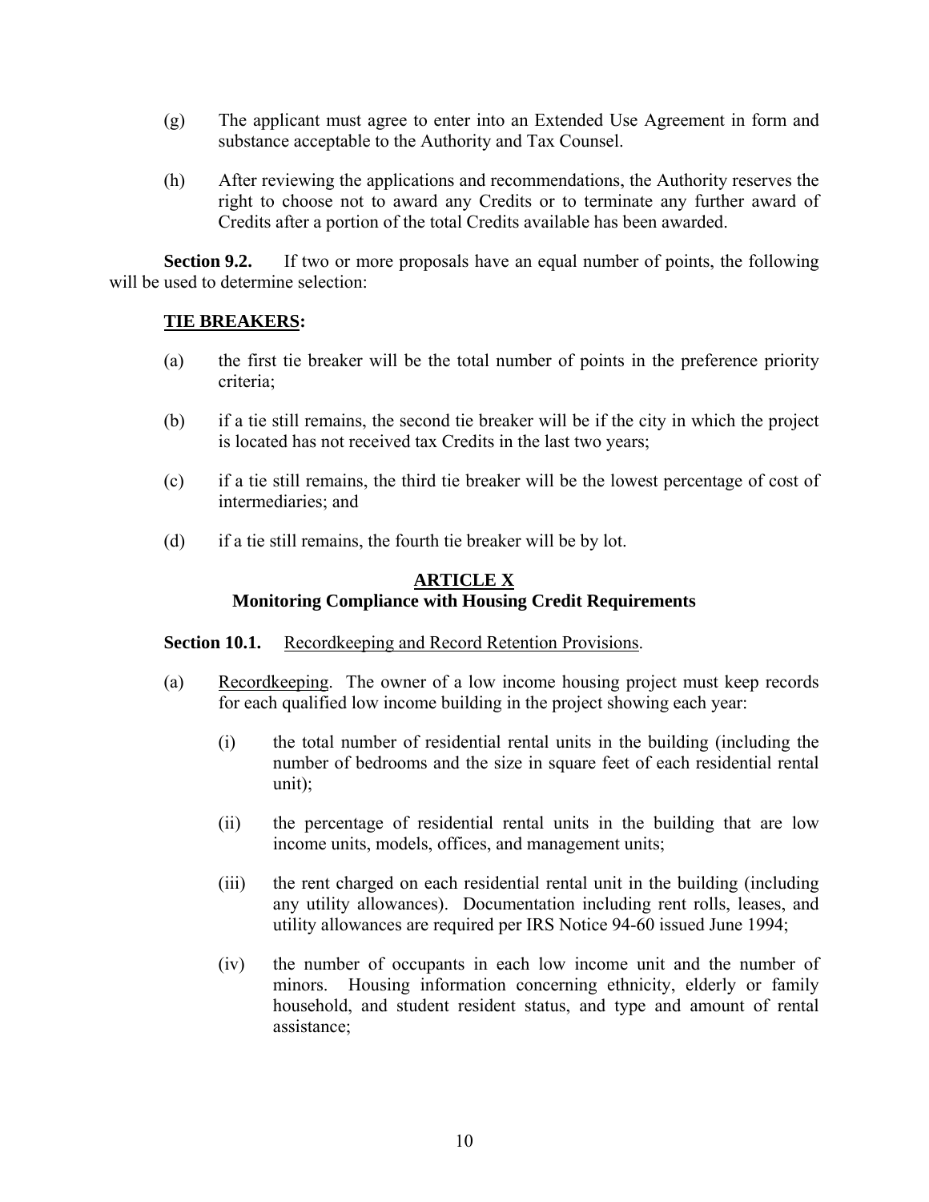(g) The applicant must agree to enter into an Extended Use Agreement in form and substance acceptable to the Authority and Tax Counsel.

(h) After reviewing the applications and recommendations, the Authority reserves the right to choose not to award any Credits or to terminate any further award of Credits after a portion of the total Credits available has been awarded.

**Section 9.2.** If two or more proposals have an equal number of points, the following will be used to determine selection:

**TIE BREAKERS:**

(a) the first tie breaker will be the total number of points in the preference priority criteria;

(b) if a tie still remains, the second tie breaker will be if the city in which the project is located has not received tax Credits in the last two years;

(c) if a tie still remains, the third tie breaker will be the lowest percentage of cost of intermediaries; and

(d) if a tie still remains, the fourth tie breaker will be by lot.

## ARTICLE X
### Monitoring Compliance with Housing Credit Requirements

**Section 10.1.** Recordkeeping and Record Retention Provisions.

(a) Recordkeeping. The owner of a low income housing project must keep records for each qualified low income building in the project showing each year:

(i) the total number of residential rental units in the building (including the number of bedrooms and the size in square feet of each residential rental unit);

(ii) the percentage of residential rental units in the building that are low income units, models, offices, and management units;

(iii) the rent charged on each residential rental unit in the building (including any utility allowances). Documentation including rent rolls, leases, and utility allowances are required per IRS Notice 94-60 issued June 1994;

(iv) the number of occupants in each low income unit and the number of minors. Housing information concerning ethnicity, elderly or family household, and student resident status, and type and amount of rental assistance;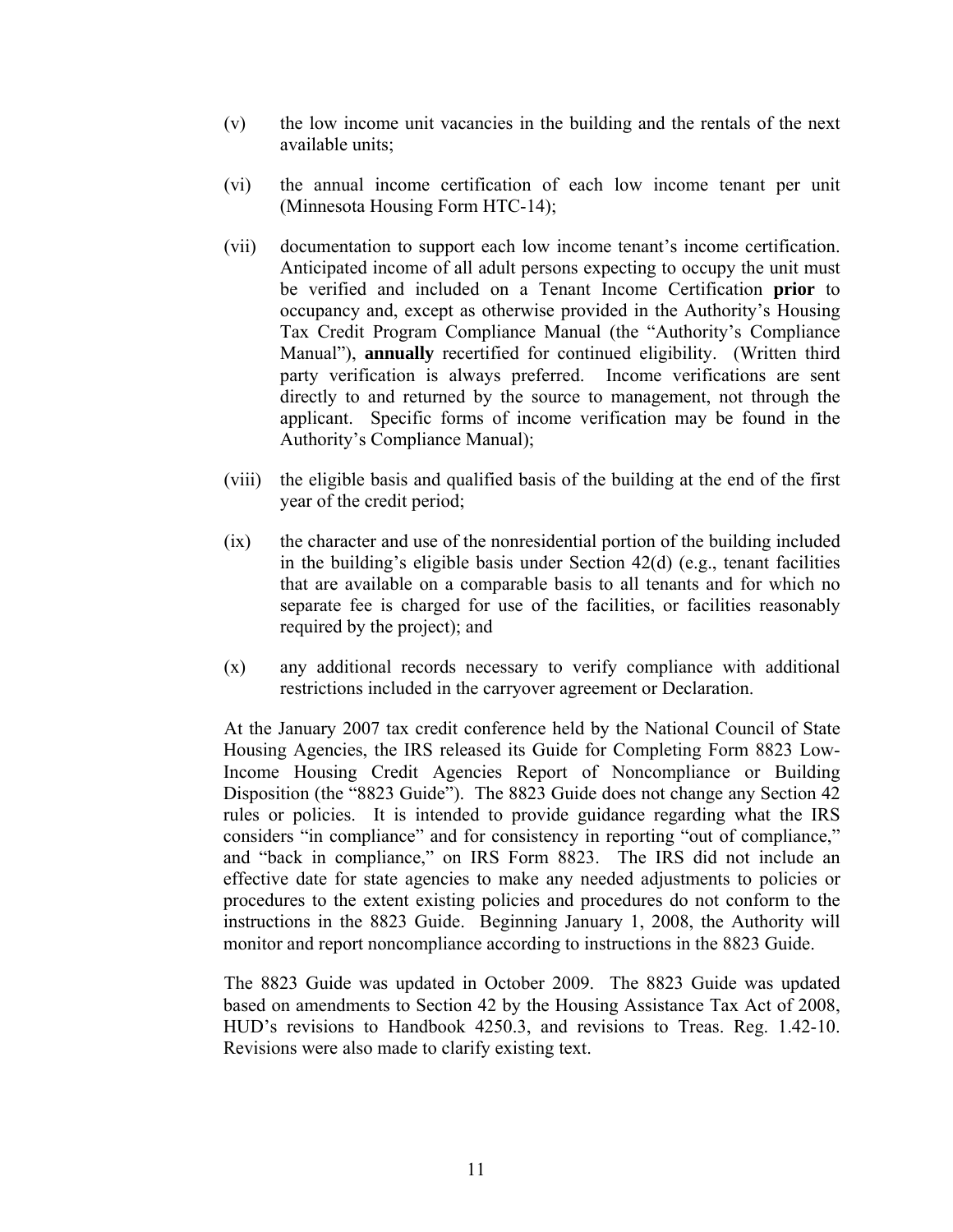(v) the low income unit vacancies in the building and the rentals of the next available units;

(vi) the annual income certification of each low income tenant per unit (Minnesota Housing Form HTC-14);

(vii) documentation to support each low income tenant's income certification. Anticipated income of all adult persons expecting to occupy the unit must be verified and included on a Tenant Income Certification **prior** to occupancy and, except as otherwise provided in the Authority's Housing Tax Credit Program Compliance Manual (the "Authority's Compliance Manual"), **annually** recertified for continued eligibility. (Written third party verification is always preferred. Income verifications are sent directly to and returned by the source to management, not through the applicant. Specific forms of income verification may be found in the Authority's Compliance Manual);

(viii) the eligible basis and qualified basis of the building at the end of the first year of the credit period;

(ix) the character and use of the nonresidential portion of the building included in the building's eligible basis under Section 42(d) (e.g., tenant facilities that are available on a comparable basis to all tenants and for which no separate fee is charged for use of the facilities, or facilities reasonably required by the project); and

(x) any additional records necessary to verify compliance with additional restrictions included in the carryover agreement or Declaration.

At the January 2007 tax credit conference held by the National Council of State Housing Agencies, the IRS released its Guide for Completing Form 8823 Low-Income Housing Credit Agencies Report of Noncompliance or Building Disposition (the "8823 Guide"). The 8823 Guide does not change any Section 42 rules or policies. It is intended to provide guidance regarding what the IRS considers "in compliance" and for consistency in reporting "out of compliance," and "back in compliance," on IRS Form 8823. The IRS did not include an effective date for state agencies to make any needed adjustments to policies or procedures to the extent existing policies and procedures do not conform to the instructions in the 8823 Guide. Beginning January 1, 2008, the Authority will monitor and report noncompliance according to instructions in the 8823 Guide.

The 8823 Guide was updated in October 2009. The 8823 Guide was updated based on amendments to Section 42 by the Housing Assistance Tax Act of 2008, HUD's revisions to Handbook 4250.3, and revisions to Treas. Reg. 1.42-10. Revisions were also made to clarify existing text.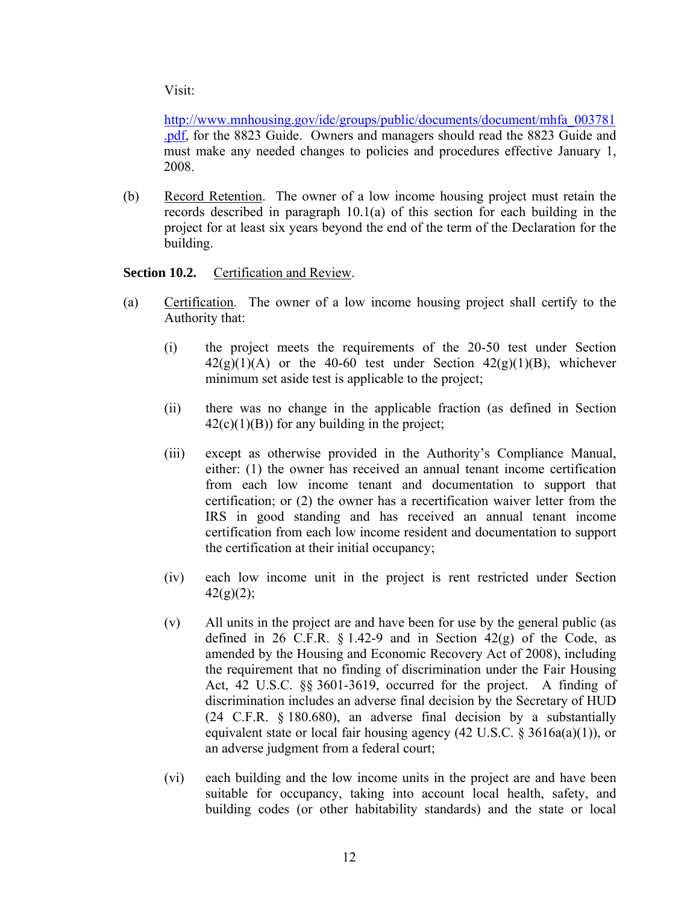Visit:

http://www.mnhousing.gov/idc/groups/public/documents/document/mhfa_003781.pdf, for the 8823 Guide. Owners and managers should read the 8823 Guide and must make any needed changes to policies and procedures effective January 1, 2008.

(b) Record Retention. The owner of a low income housing project must retain the records described in paragraph 10.1(a) of this section for each building in the project for at least six years beyond the end of the term of the Declaration for the building.

**Section 10.2.** Certification and Review.

(a) Certification. The owner of a low income housing project shall certify to the Authority that:

(i) the project meets the requirements of the 20-50 test under Section 42(g)(1)(A) or the 40-60 test under Section 42(g)(1)(B), whichever minimum set aside test is applicable to the project;

(ii) there was no change in the applicable fraction (as defined in Section 42(c)(1)(B)) for any building in the project;

(iii) except as otherwise provided in the Authority's Compliance Manual, either: (1) the owner has received an annual tenant income certification from each low income tenant and documentation to support that certification; or (2) the owner has a recertification waiver letter from the IRS in good standing and has received an annual tenant income certification from each low income resident and documentation to support the certification at their initial occupancy;

(iv) each low income unit in the project is rent restricted under Section 42(g)(2);

(v) All units in the project are and have been for use by the general public (as defined in 26 C.F.R. § 1.42-9 and in Section 42(g) of the Code, as amended by the Housing and Economic Recovery Act of 2008), including the requirement that no finding of discrimination under the Fair Housing Act, 42 U.S.C. §§ 3601-3619, occurred for the project. A finding of discrimination includes an adverse final decision by the Secretary of HUD (24 C.F.R. § 180.680), an adverse final decision by a substantially equivalent state or local fair housing agency (42 U.S.C. § 3616a(a)(1)), or an adverse judgment from a federal court;

(vi) each building and the low income units in the project are and have been suitable for occupancy, taking into account local health, safety, and building codes (or other habitability standards) and the state or local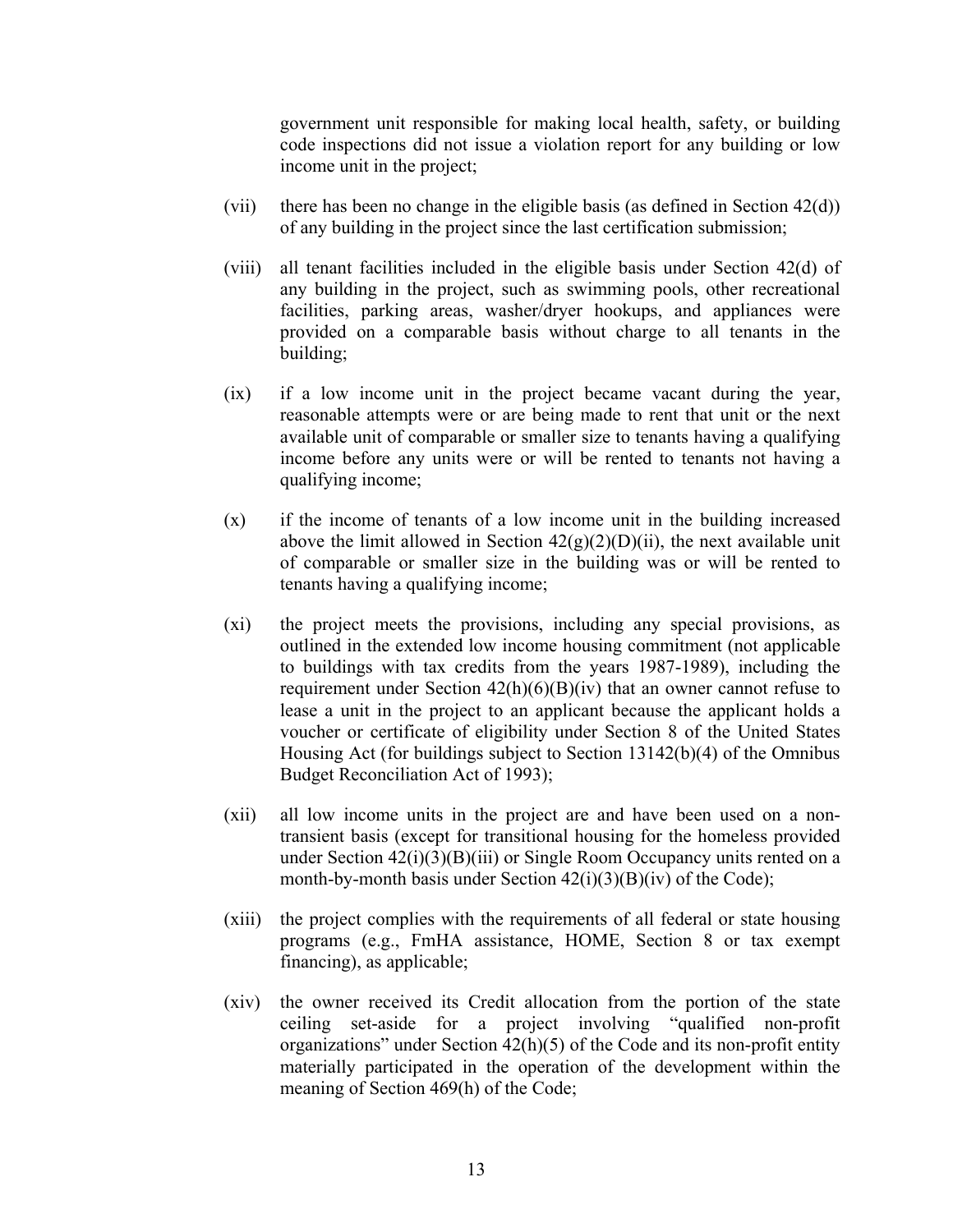government unit responsible for making local health, safety, or building code inspections did not issue a violation report for any building or low income unit in the project;

(vii) there has been no change in the eligible basis (as defined in Section 42(d)) of any building in the project since the last certification submission;

(viii) all tenant facilities included in the eligible basis under Section 42(d) of any building in the project, such as swimming pools, other recreational facilities, parking areas, washer/dryer hookups, and appliances were provided on a comparable basis without charge to all tenants in the building;

(ix) if a low income unit in the project became vacant during the year, reasonable attempts were or are being made to rent that unit or the next available unit of comparable or smaller size to tenants having a qualifying income before any units were or will be rented to tenants not having a qualifying income;

(x) if the income of tenants of a low income unit in the building increased above the limit allowed in Section 42(g)(2)(D)(ii), the next available unit of comparable or smaller size in the building was or will be rented to tenants having a qualifying income;

(xi) the project meets the provisions, including any special provisions, as outlined in the extended low income housing commitment (not applicable to buildings with tax credits from the years 1987-1989), including the requirement under Section 42(h)(6)(B)(iv) that an owner cannot refuse to lease a unit in the project to an applicant because the applicant holds a voucher or certificate of eligibility under Section 8 of the United States Housing Act (for buildings subject to Section 13142(b)(4) of the Omnibus Budget Reconciliation Act of 1993);

(xii) all low income units in the project are and have been used on a non-transient basis (except for transitional housing for the homeless provided under Section 42(i)(3)(B)(iii) or Single Room Occupancy units rented on a month-by-month basis under Section 42(i)(3)(B)(iv) of the Code);

(xiii) the project complies with the requirements of all federal or state housing programs (e.g., FmHA assistance, HOME, Section 8 or tax exempt financing), as applicable;

(xiv) the owner received its Credit allocation from the portion of the state ceiling set-aside for a project involving "qualified non-profit organizations" under Section 42(h)(5) of the Code and its non-profit entity materially participated in the operation of the development within the meaning of Section 469(h) of the Code;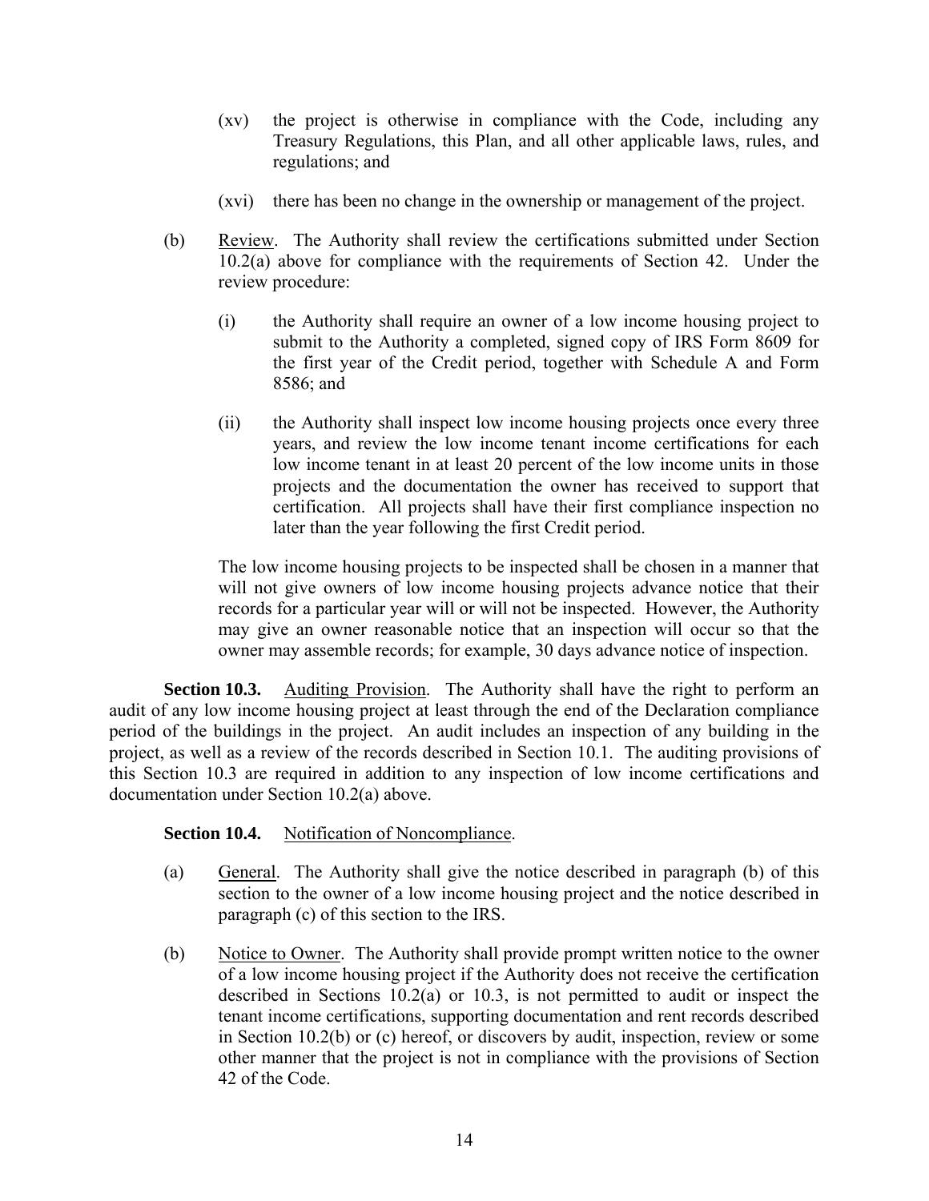(xv) the project is otherwise in compliance with the Code, including any Treasury Regulations, this Plan, and all other applicable laws, rules, and regulations; and

(xvi) there has been no change in the ownership or management of the project.

(b) Review. The Authority shall review the certifications submitted under Section 10.2(a) above for compliance with the requirements of Section 42. Under the review procedure:

(i) the Authority shall require an owner of a low income housing project to submit to the Authority a completed, signed copy of IRS Form 8609 for the first year of the Credit period, together with Schedule A and Form 8586; and

(ii) the Authority shall inspect low income housing projects once every three years, and review the low income tenant income certifications for each low income tenant in at least 20 percent of the low income units in those projects and the documentation the owner has received to support that certification. All projects shall have their first compliance inspection no later than the year following the first Credit period.

The low income housing projects to be inspected shall be chosen in a manner that will not give owners of low income housing projects advance notice that their records for a particular year will or will not be inspected. However, the Authority may give an owner reasonable notice that an inspection will occur so that the owner may assemble records; for example, 30 days advance notice of inspection.

**Section 10.3.** Auditing Provision. The Authority shall have the right to perform an audit of any low income housing project at least through the end of the Declaration compliance period of the buildings in the project. An audit includes an inspection of any building in the project, as well as a review of the records described in Section 10.1. The auditing provisions of this Section 10.3 are required in addition to any inspection of low income certifications and documentation under Section 10.2(a) above.

**Section 10.4.** Notification of Noncompliance.

(a) General. The Authority shall give the notice described in paragraph (b) of this section to the owner of a low income housing project and the notice described in paragraph (c) of this section to the IRS.

(b) Notice to Owner. The Authority shall provide prompt written notice to the owner of a low income housing project if the Authority does not receive the certification described in Sections 10.2(a) or 10.3, is not permitted to audit or inspect the tenant income certifications, supporting documentation and rent records described in Section 10.2(b) or (c) hereof, or discovers by audit, inspection, review or some other manner that the project is not in compliance with the provisions of Section 42 of the Code.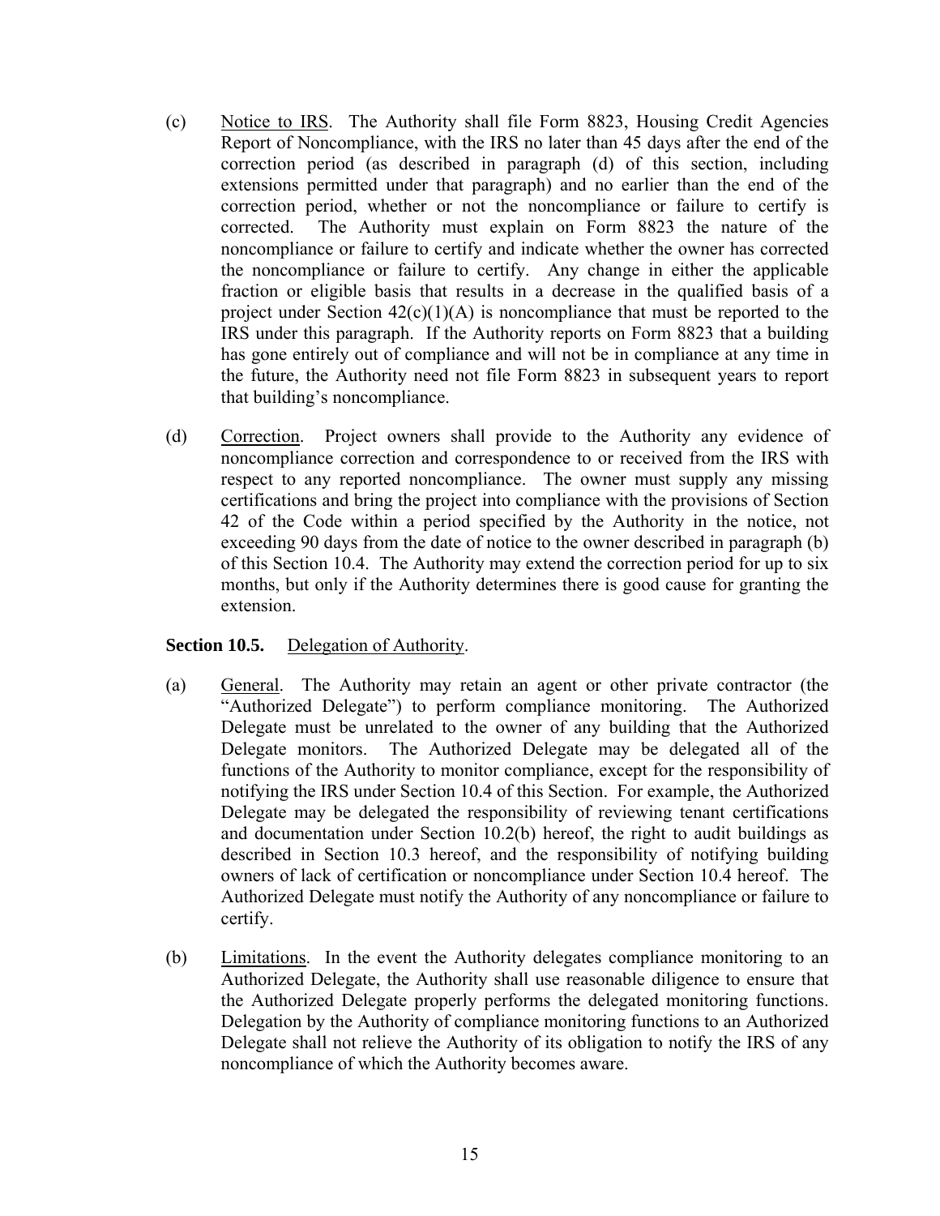(c) Notice to IRS. The Authority shall file Form 8823, Housing Credit Agencies Report of Noncompliance, with the IRS no later than 45 days after the end of the correction period (as described in paragraph (d) of this section, including extensions permitted under that paragraph) and no earlier than the end of the correction period, whether or not the noncompliance or failure to certify is corrected. The Authority must explain on Form 8823 the nature of the noncompliance or failure to certify and indicate whether the owner has corrected the noncompliance or failure to certify. Any change in either the applicable fraction or eligible basis that results in a decrease in the qualified basis of a project under Section 42(c)(1)(A) is noncompliance that must be reported to the IRS under this paragraph. If the Authority reports on Form 8823 that a building has gone entirely out of compliance and will not be in compliance at any time in the future, the Authority need not file Form 8823 in subsequent years to report that building's noncompliance.

(d) Correction. Project owners shall provide to the Authority any evidence of noncompliance correction and correspondence to or received from the IRS with respect to any reported noncompliance. The owner must supply any missing certifications and bring the project into compliance with the provisions of Section 42 of the Code within a period specified by the Authority in the notice, not exceeding 90 days from the date of notice to the owner described in paragraph (b) of this Section 10.4. The Authority may extend the correction period for up to six months, but only if the Authority determines there is good cause for granting the extension.

**Section 10.5.** Delegation of Authority.

(a) General. The Authority may retain an agent or other private contractor (the "Authorized Delegate") to perform compliance monitoring. The Authorized Delegate must be unrelated to the owner of any building that the Authorized Delegate monitors. The Authorized Delegate may be delegated all of the functions of the Authority to monitor compliance, except for the responsibility of notifying the IRS under Section 10.4 of this Section. For example, the Authorized Delegate may be delegated the responsibility of reviewing tenant certifications and documentation under Section 10.2(b) hereof, the right to audit buildings as described in Section 10.3 hereof, and the responsibility of notifying building owners of lack of certification or noncompliance under Section 10.4 hereof. The Authorized Delegate must notify the Authority of any noncompliance or failure to certify.

(b) Limitations. In the event the Authority delegates compliance monitoring to an Authorized Delegate, the Authority shall use reasonable diligence to ensure that the Authorized Delegate properly performs the delegated monitoring functions. Delegation by the Authority of compliance monitoring functions to an Authorized Delegate shall not relieve the Authority of its obligation to notify the IRS of any noncompliance of which the Authority becomes aware.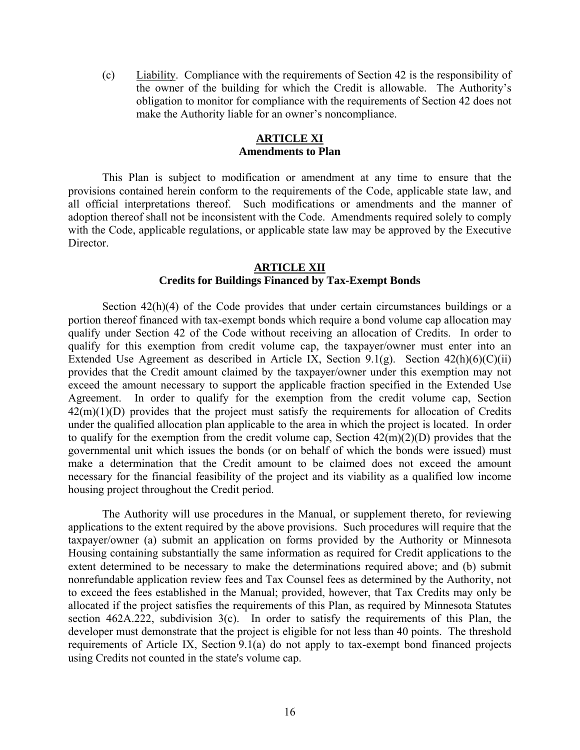(c) Liability. Compliance with the requirements of Section 42 is the responsibility of the owner of the building for which the Credit is allowable. The Authority's obligation to monitor for compliance with the requirements of Section 42 does not make the Authority liable for an owner's noncompliance.

## ARTICLE XI
## Amendments to Plan

This Plan is subject to modification or amendment at any time to ensure that the provisions contained herein conform to the requirements of the Code, applicable state law, and all official interpretations thereof. Such modifications or amendments and the manner of adoption thereof shall not be inconsistent with the Code. Amendments required solely to comply with the Code, applicable regulations, or applicable state law may be approved by the Executive Director.

## ARTICLE XII
## Credits for Buildings Financed by Tax-Exempt Bonds

Section 42(h)(4) of the Code provides that under certain circumstances buildings or a portion thereof financed with tax-exempt bonds which require a bond volume cap allocation may qualify under Section 42 of the Code without receiving an allocation of Credits. In order to qualify for this exemption from credit volume cap, the taxpayer/owner must enter into an Extended Use Agreement as described in Article IX, Section 9.1(g). Section 42(h)(6)(C)(ii) provides that the Credit amount claimed by the taxpayer/owner under this exemption may not exceed the amount necessary to support the applicable fraction specified in the Extended Use Agreement. In order to qualify for the exemption from the credit volume cap, Section 42(m)(1)(D) provides that the project must satisfy the requirements for allocation of Credits under the qualified allocation plan applicable to the area in which the project is located. In order to qualify for the exemption from the credit volume cap, Section 42(m)(2)(D) provides that the governmental unit which issues the bonds (or on behalf of which the bonds were issued) must make a determination that the Credit amount to be claimed does not exceed the amount necessary for the financial feasibility of the project and its viability as a qualified low income housing project throughout the Credit period.

The Authority will use procedures in the Manual, or supplement thereto, for reviewing applications to the extent required by the above provisions. Such procedures will require that the taxpayer/owner (a) submit an application on forms provided by the Authority or Minnesota Housing containing substantially the same information as required for Credit applications to the extent determined to be necessary to make the determinations required above; and (b) submit nonrefundable application review fees and Tax Counsel fees as determined by the Authority, not to exceed the fees established in the Manual; provided, however, that Tax Credits may only be allocated if the project satisfies the requirements of this Plan, as required by Minnesota Statutes section 462A.222, subdivision 3(c). In order to satisfy the requirements of this Plan, the developer must demonstrate that the project is eligible for not less than 40 points. The threshold requirements of Article IX, Section 9.1(a) do not apply to tax-exempt bond financed projects using Credits not counted in the state's volume cap.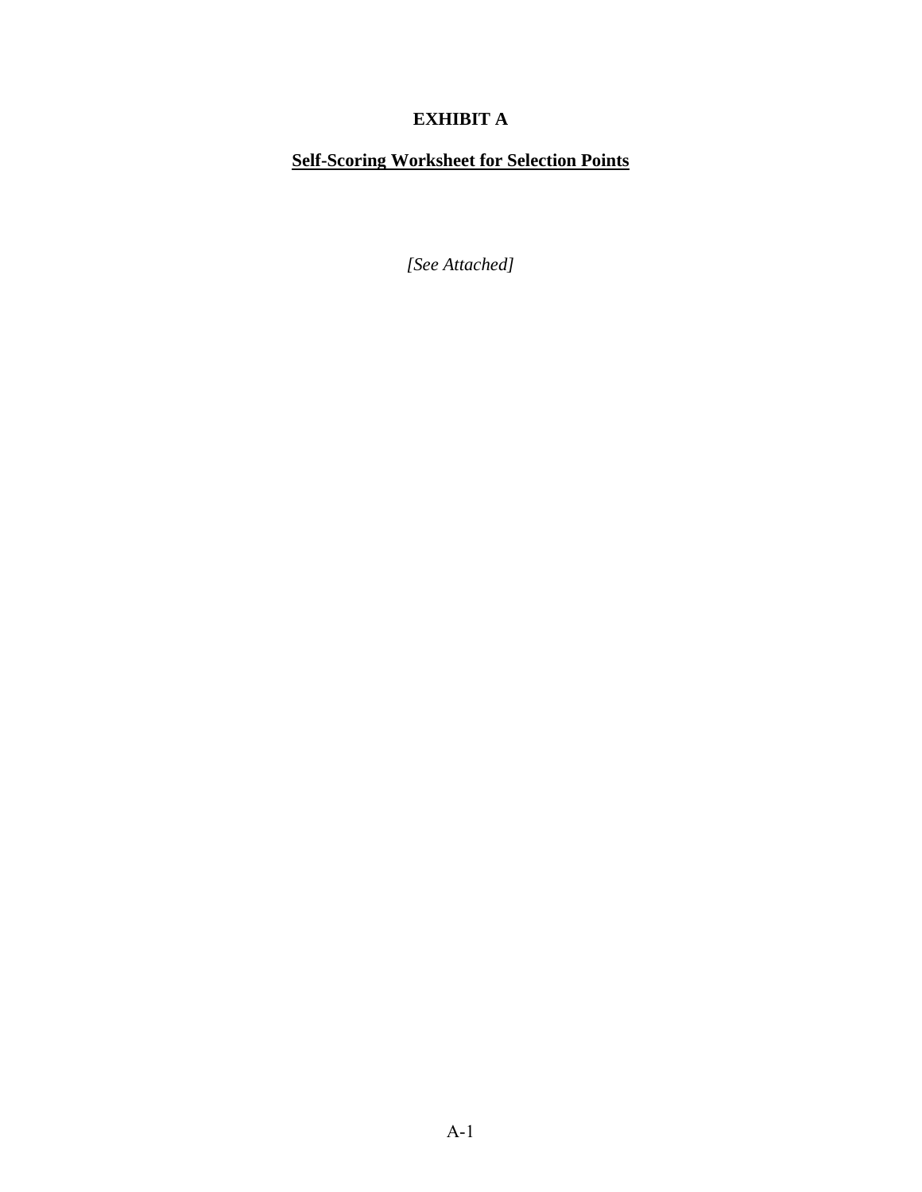# EXHIBIT A

## Self-Scoring Worksheet for Selection Points

*[See Attached]*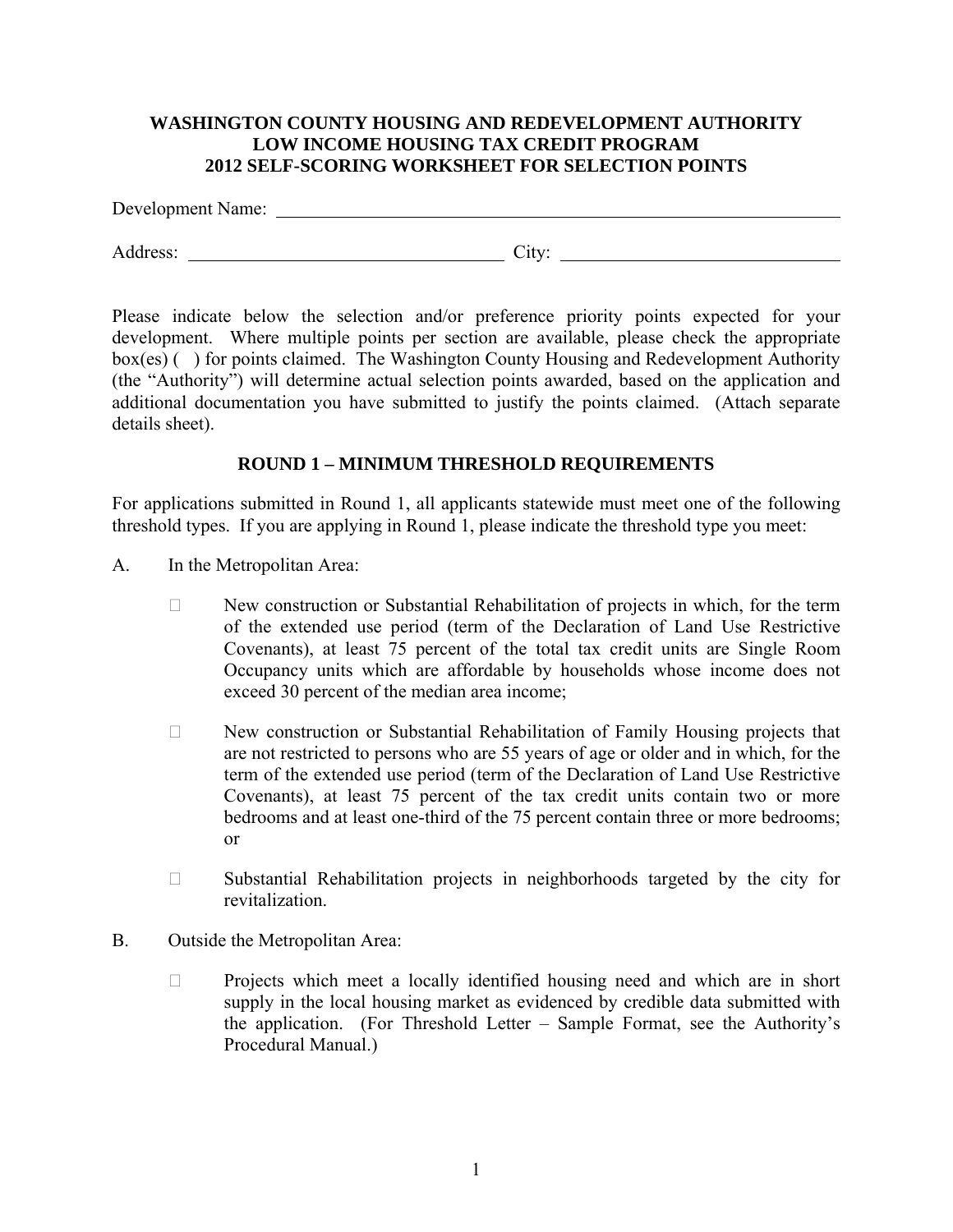**WASHINGTON COUNTY HOUSING AND REDEVELOPMENT AUTHORITY**
**LOW INCOME HOUSING TAX CREDIT PROGRAM**
**2012 SELF-SCORING WORKSHEET FOR SELECTION POINTS**

Development Name: ______________________________________________

Address: ______________________________ City: ___________________________

Please indicate below the selection and/or preference priority points expected for your development. Where multiple points per section are available, please check the appropriate box(es) ( ) for points claimed. The Washington County Housing and Redevelopment Authority (the "Authority") will determine actual selection points awarded, based on the application and additional documentation you have submitted to justify the points claimed. (Attach separate details sheet).

## ROUND 1 – MINIMUM THRESHOLD REQUIREMENTS

For applications submitted in Round 1, all applicants statewide must meet one of the following threshold types. If you are applying in Round 1, please indicate the threshold type you meet:

A. In the Metropolitan Area:

- ☐ New construction or Substantial Rehabilitation of projects in which, for the term of the extended use period (term of the Declaration of Land Use Restrictive Covenants), at least 75 percent of the total tax credit units are Single Room Occupancy units which are affordable by households whose income does not exceed 30 percent of the median area income;

- ☐ New construction or Substantial Rehabilitation of Family Housing projects that are not restricted to persons who are 55 years of age or older and in which, for the term of the extended use period (term of the Declaration of Land Use Restrictive Covenants), at least 75 percent of the tax credit units contain two or more bedrooms and at least one-third of the 75 percent contain three or more bedrooms; or

- ☐ Substantial Rehabilitation projects in neighborhoods targeted by the city for revitalization.

B. Outside the Metropolitan Area:

- ☐ Projects which meet a locally identified housing need and which are in short supply in the local housing market as evidenced by credible data submitted with the application. (For Threshold Letter – Sample Format, see the Authority's Procedural Manual.)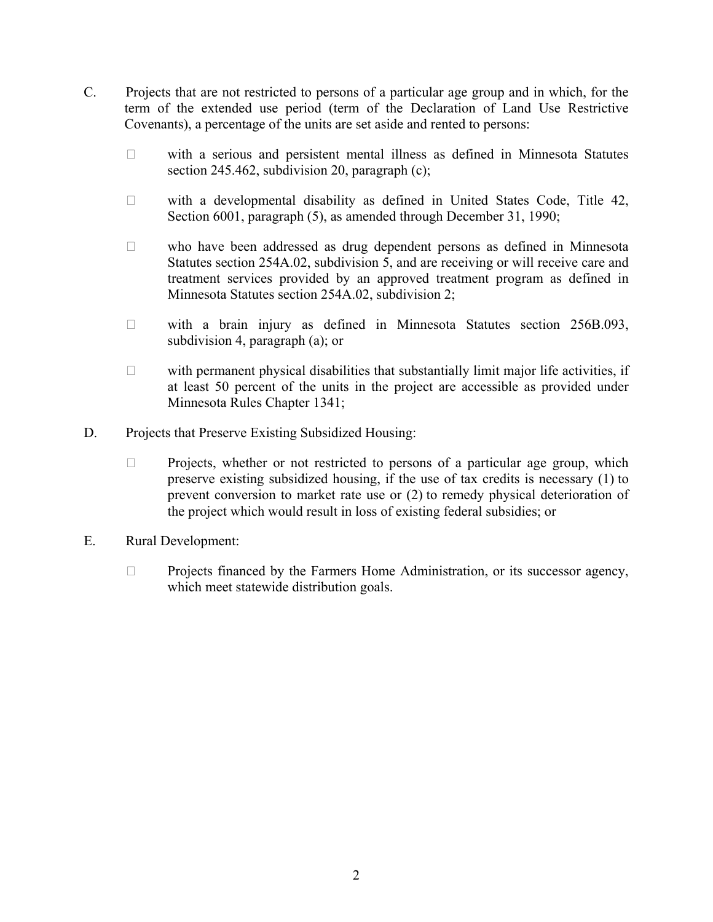C. Projects that are not restricted to persons of a particular age group and in which, for the term of the extended use period (term of the Declaration of Land Use Restrictive Covenants), a percentage of the units are set aside and rented to persons:

- with a serious and persistent mental illness as defined in Minnesota Statutes section 245.462, subdivision 20, paragraph (c);
- with a developmental disability as defined in United States Code, Title 42, Section 6001, paragraph (5), as amended through December 31, 1990;
- who have been addressed as drug dependent persons as defined in Minnesota Statutes section 254A.02, subdivision 5, and are receiving or will receive care and treatment services provided by an approved treatment program as defined in Minnesota Statutes section 254A.02, subdivision 2;
- with a brain injury as defined in Minnesota Statutes section 256B.093, subdivision 4, paragraph (a); or
- with permanent physical disabilities that substantially limit major life activities, if at least 50 percent of the units in the project are accessible as provided under Minnesota Rules Chapter 1341;

D. Projects that Preserve Existing Subsidized Housing:

- Projects, whether or not restricted to persons of a particular age group, which preserve existing subsidized housing, if the use of tax credits is necessary (1) to prevent conversion to market rate use or (2) to remedy physical deterioration of the project which would result in loss of existing federal subsidies; or

E. Rural Development:

- Projects financed by the Farmers Home Administration, or its successor agency, which meet statewide distribution goals.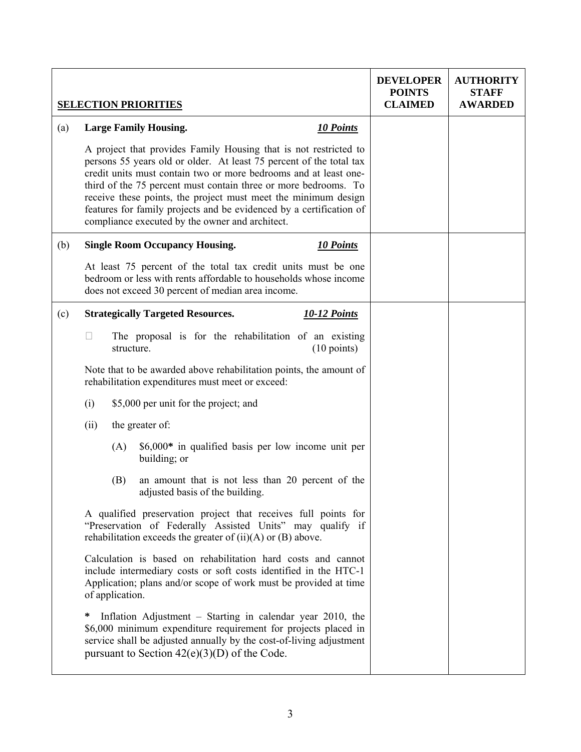| SELECTION PRIORITIES | | DEVELOPER POINTS CLAIMED | AUTHORITY STAFF AWARDED |
|---|---|---|---|
| (a) | **Large Family Housing.** ***10 Points***<br><br>A project that provides Family Housing that is not restricted to persons 55 years old or older. At least 75 percent of the total tax credit units must contain two or more bedrooms and at least one-third of the 75 percent must contain three or more bedrooms. To receive these points, the project must meet the minimum design features for family projects and be evidenced by a certification of compliance executed by the owner and architect. | | |
| (b) | **Single Room Occupancy Housing.** ***10 Points***<br><br>At least 75 percent of the total tax credit units must be one bedroom or less with rents affordable to households whose income does not exceed 30 percent of median area income. | | |
| (c) | **Strategically Targeted Resources.** ***10-12 Points***<br><br>☐ The proposal is for the rehabilitation of an existing structure. (10 points)<br><br>Note that to be awarded above rehabilitation points, the amount of rehabilitation expenditures must meet or exceed:<br><br>(i) $5,000 per unit for the project; and<br><br>(ii) the greater of:<br><br>(A) $6,000* in qualified basis per low income unit per building; or<br><br>(B) an amount that is not less than 20 percent of the adjusted basis of the building.<br><br>A qualified preservation project that receives full points for "Preservation of Federally Assisted Units" may qualify if rehabilitation exceeds the greater of (ii)(A) or (B) above.<br><br>Calculation is based on rehabilitation hard costs and cannot include intermediary costs or soft costs identified in the HTC-1 Application; plans and/or scope of work must be provided at time of application.<br><br>* Inflation Adjustment – Starting in calendar year 2010, the $6,000 minimum expenditure requirement for projects placed in service shall be adjusted annually by the cost-of-living adjustment pursuant to Section 42(e)(3)(D) of the Code. | | |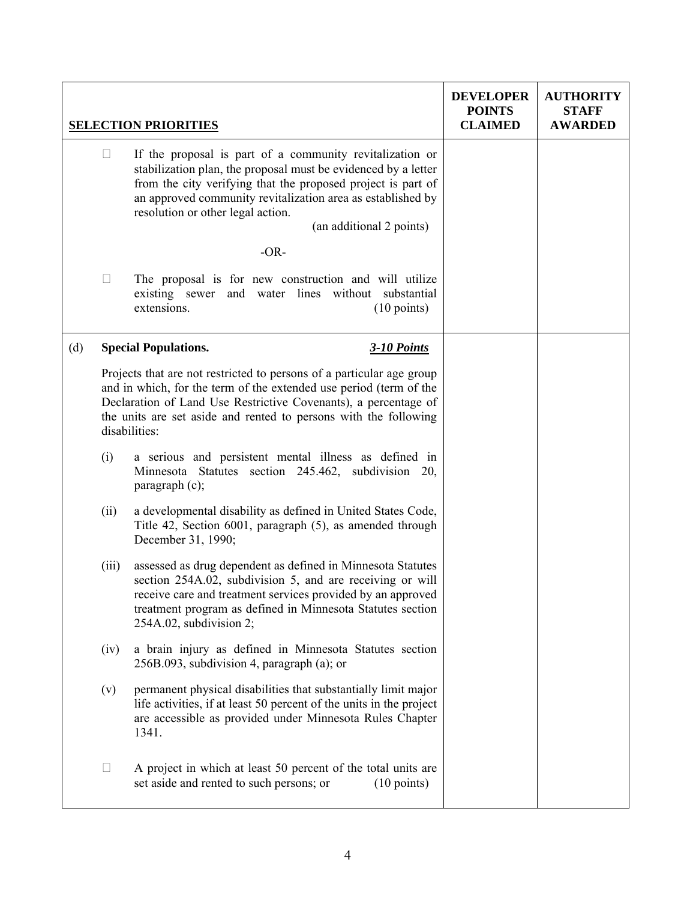| SELECTION PRIORITIES | DEVELOPER POINTS CLAIMED | AUTHORITY STAFF AWARDED |
|---|---|---|
| ☐ If the proposal is part of a community revitalization or stabilization plan, the proposal must be evidenced by a letter from the city verifying that the proposed project is part of an approved community revitalization area as established by resolution or other legal action. (an additional 2 points)<br><br>-OR-<br><br>☐ The proposal is for new construction and will utilize existing sewer and water lines without substantial extensions. (10 points) | | |
| (d) **Special Populations.** ***3-10 Points***<br><br>Projects that are not restricted to persons of a particular age group and in which, for the term of the extended use period (term of the Declaration of Land Use Restrictive Covenants), a percentage of the units are set aside and rented to persons with the following disabilities:<br><br>(i) a serious and persistent mental illness as defined in Minnesota Statutes section 245.462, subdivision 20, paragraph (c);<br><br>(ii) a developmental disability as defined in United States Code, Title 42, Section 6001, paragraph (5), as amended through December 31, 1990;<br><br>(iii) assessed as drug dependent as defined in Minnesota Statutes section 254A.02, subdivision 5, and are receiving or will receive care and treatment services provided by an approved treatment program as defined in Minnesota Statutes section 254A.02, subdivision 2;<br><br>(iv) a brain injury as defined in Minnesota Statutes section 256B.093, subdivision 4, paragraph (a); or<br><br>(v) permanent physical disabilities that substantially limit major life activities, if at least 50 percent of the units in the project are accessible as provided under Minnesota Rules Chapter 1341.<br><br>☐ A project in which at least 50 percent of the total units are set aside and rented to such persons; or (10 points) | | |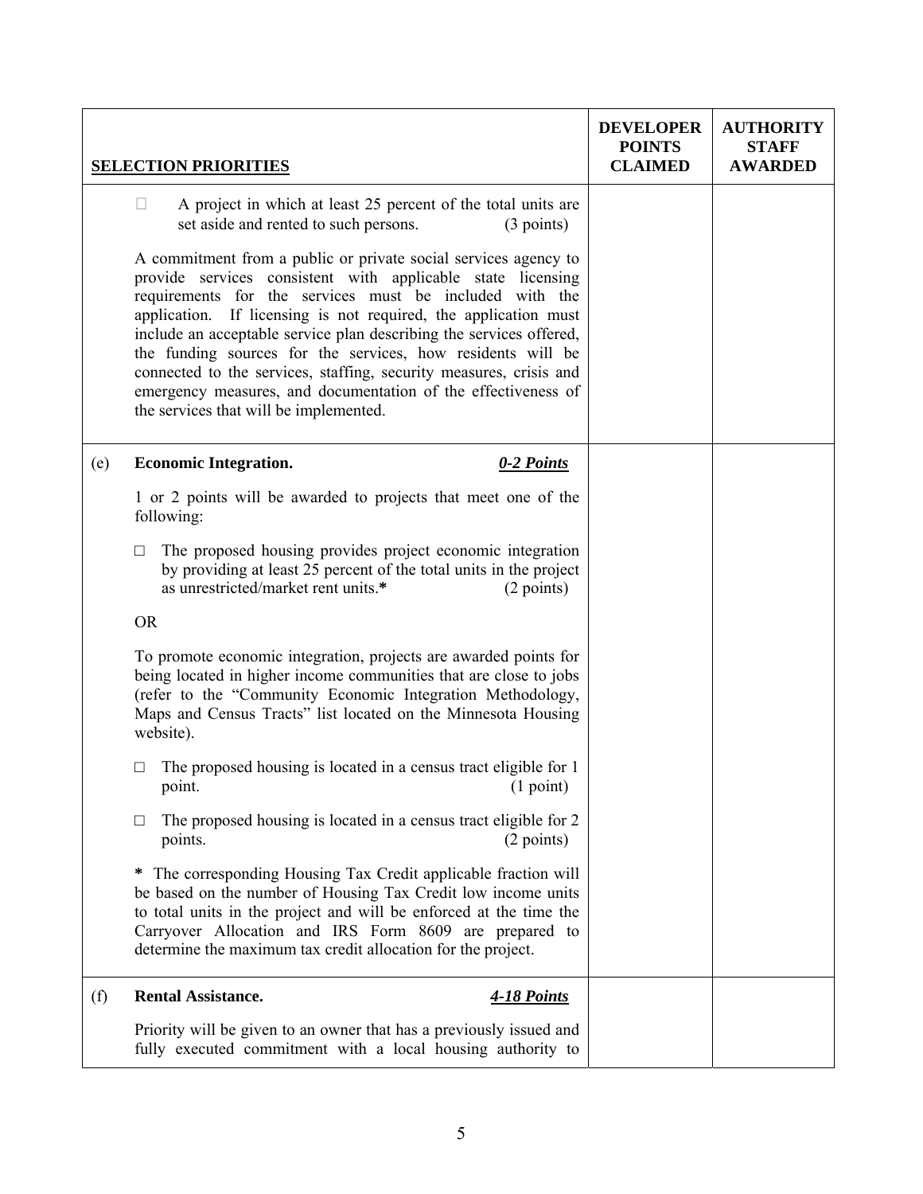| SELECTION PRIORITIES | | DEVELOPER POINTS CLAIMED | AUTHORITY STAFF AWARDED |
|---|---|---|---|
| | ☐ A project in which at least 25 percent of the total units are set aside and rented to such persons. (3 points)<br><br>A commitment from a public or private social services agency to provide services consistent with applicable state licensing requirements for the services must be included with the application. If licensing is not required, the application must include an acceptable service plan describing the services offered, the funding sources for the services, how residents will be connected to the services, staffing, security measures, crisis and emergency measures, and documentation of the effectiveness of the services that will be implemented. | | |
| (e) | **Economic Integration.** ***0-2 Points***<br><br>1 or 2 points will be awarded to projects that meet one of the following:<br><br>☐ The proposed housing provides project economic integration by providing at least 25 percent of the total units in the project as unrestricted/market rent units.**\*** (2 points)<br><br>OR<br><br>To promote economic integration, projects are awarded points for being located in higher income communities that are close to jobs (refer to the "Community Economic Integration Methodology, Maps and Census Tracts" list located on the Minnesota Housing website).<br><br>☐ The proposed housing is located in a census tract eligible for 1 point. (1 point)<br><br>☐ The proposed housing is located in a census tract eligible for 2 points. (2 points)<br><br>**\*** The corresponding Housing Tax Credit applicable fraction will be based on the number of Housing Tax Credit low income units to total units in the project and will be enforced at the time the Carryover Allocation and IRS Form 8609 are prepared to determine the maximum tax credit allocation for the project. | | |
| (f) | **Rental Assistance.** ***4-18 Points***<br><br>Priority will be given to an owner that has a previously issued and fully executed commitment with a local housing authority to | | |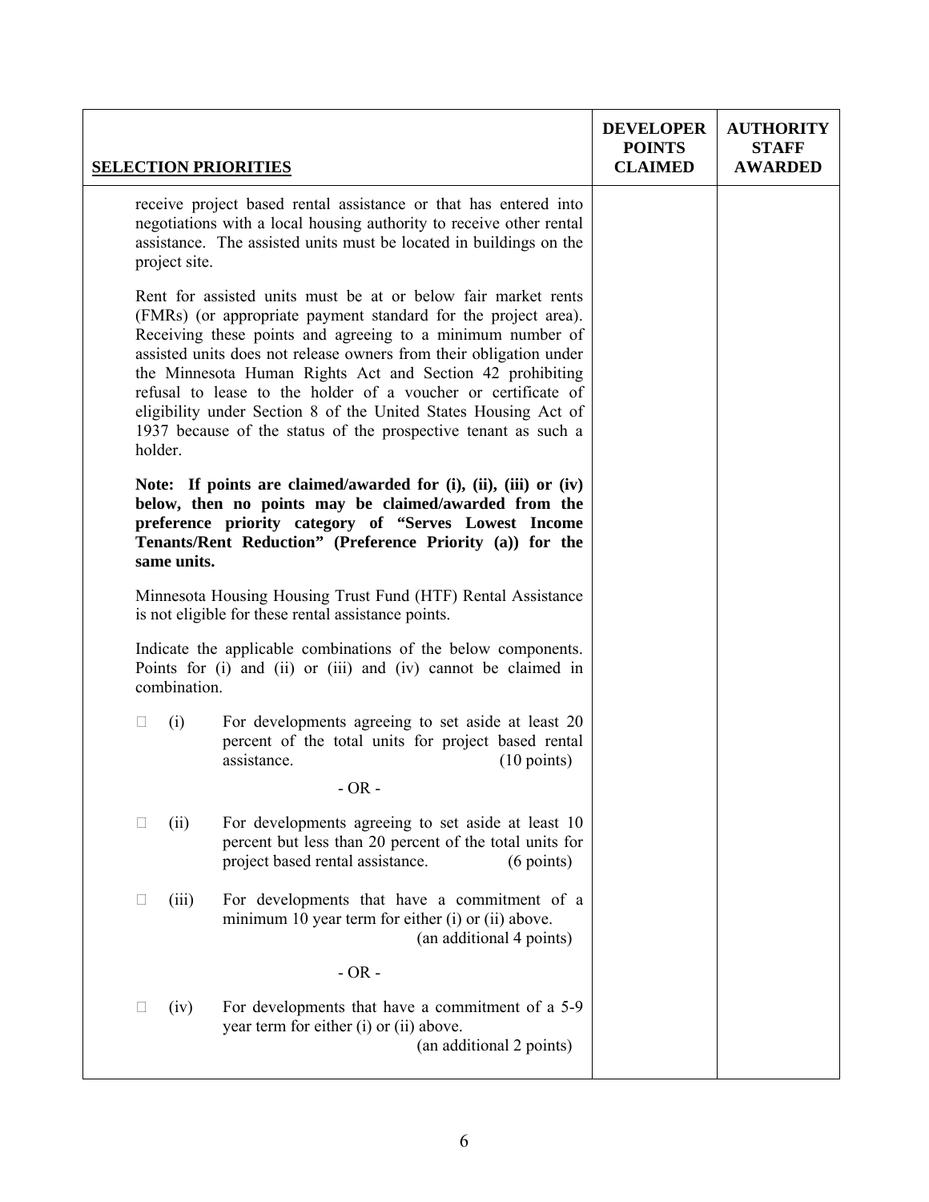| SELECTION PRIORITIES | DEVELOPER POINTS CLAIMED | AUTHORITY STAFF AWARDED |
|---|---|---|
| receive project based rental assistance or that has entered into negotiations with a local housing authority to receive other rental assistance. The assisted units must be located in buildings on the project site.<br><br>Rent for assisted units must be at or below fair market rents (FMRs) (or appropriate payment standard for the project area). Receiving these points and agreeing to a minimum number of assisted units does not release owners from their obligation under the Minnesota Human Rights Act and Section 42 prohibiting refusal to lease to the holder of a voucher or certificate of eligibility under Section 8 of the United States Housing Act of 1937 because of the status of the prospective tenant as such a holder.<br><br>**Note: If points are claimed/awarded for (i), (ii), (iii) or (iv) below, then no points may be claimed/awarded from the preference priority category of "Serves Lowest Income Tenants/Rent Reduction" (Preference Priority (a)) for the same units.**<br><br>Minnesota Housing Housing Trust Fund (HTF) Rental Assistance is not eligible for these rental assistance points.<br><br>Indicate the applicable combinations of the below components. Points for (i) and (ii) or (iii) and (iv) cannot be claimed in combination.<br><br>☐ (i) For developments agreeing to set aside at least 20 percent of the total units for project based rental assistance. (10 points)<br><br>- OR -<br><br>☐ (ii) For developments agreeing to set aside at least 10 percent but less than 20 percent of the total units for project based rental assistance. (6 points)<br><br>☐ (iii) For developments that have a commitment of a minimum 10 year term for either (i) or (ii) above. (an additional 4 points)<br><br>- OR -<br><br>☐ (iv) For developments that have a commitment of a 5-9 year term for either (i) or (ii) above. (an additional 2 points) | | |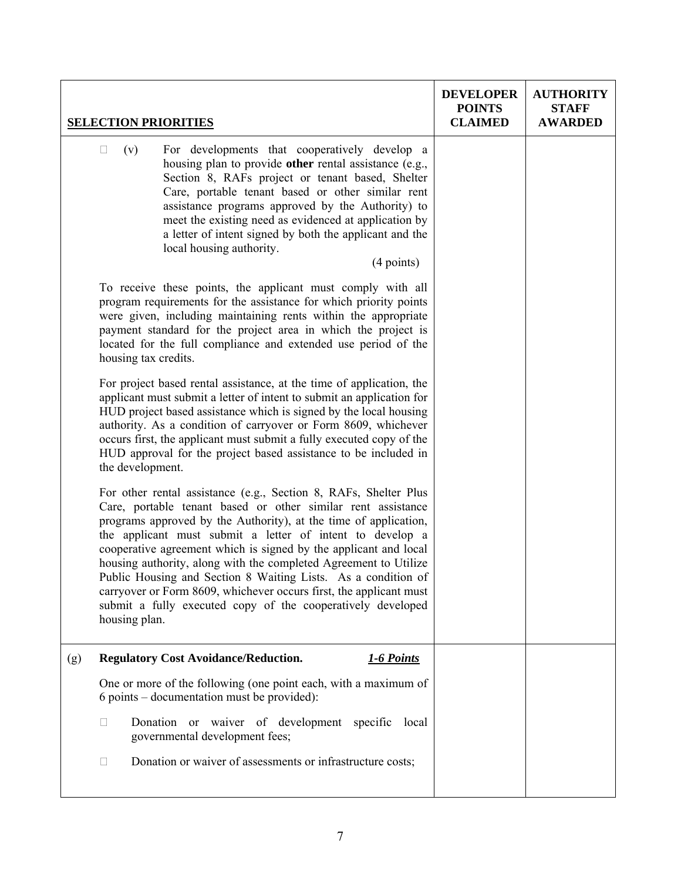| SELECTION PRIORITIES | DEVELOPER POINTS CLAIMED | AUTHORITY STAFF AWARDED |
|---|---|---|
| □ (v) For developments that cooperatively develop a housing plan to provide **other** rental assistance (e.g., Section 8, RAFs project or tenant based, Shelter Care, portable tenant based or other similar rent assistance programs approved by the Authority) to meet the existing need as evidenced at application by a letter of intent signed by both the applicant and the local housing authority. (4 points)<br><br>To receive these points, the applicant must comply with all program requirements for the assistance for which priority points were given, including maintaining rents within the appropriate payment standard for the project area in which the project is located for the full compliance and extended use period of the housing tax credits.<br><br>For project based rental assistance, at the time of application, the applicant must submit a letter of intent to submit an application for HUD project based assistance which is signed by the local housing authority. As a condition of carryover or Form 8609, whichever occurs first, the applicant must submit a fully executed copy of the HUD approval for the project based assistance to be included in the development.<br><br>For other rental assistance (e.g., Section 8, RAFs, Shelter Plus Care, portable tenant based or other similar rent assistance programs approved by the Authority), at the time of application, the applicant must submit a letter of intent to develop a cooperative agreement which is signed by the applicant and local housing authority, along with the completed Agreement to Utilize Public Housing and Section 8 Waiting Lists. As a condition of carryover or Form 8609, whichever occurs first, the applicant must submit a fully executed copy of the cooperatively developed housing plan. | | |
| (g) **Regulatory Cost Avoidance/Reduction.** ***1-6 Points***<br><br>One or more of the following (one point each, with a maximum of 6 points – documentation must be provided):<br><br>□ Donation or waiver of development specific local governmental development fees;<br><br>□ Donation or waiver of assessments or infrastructure costs; | | |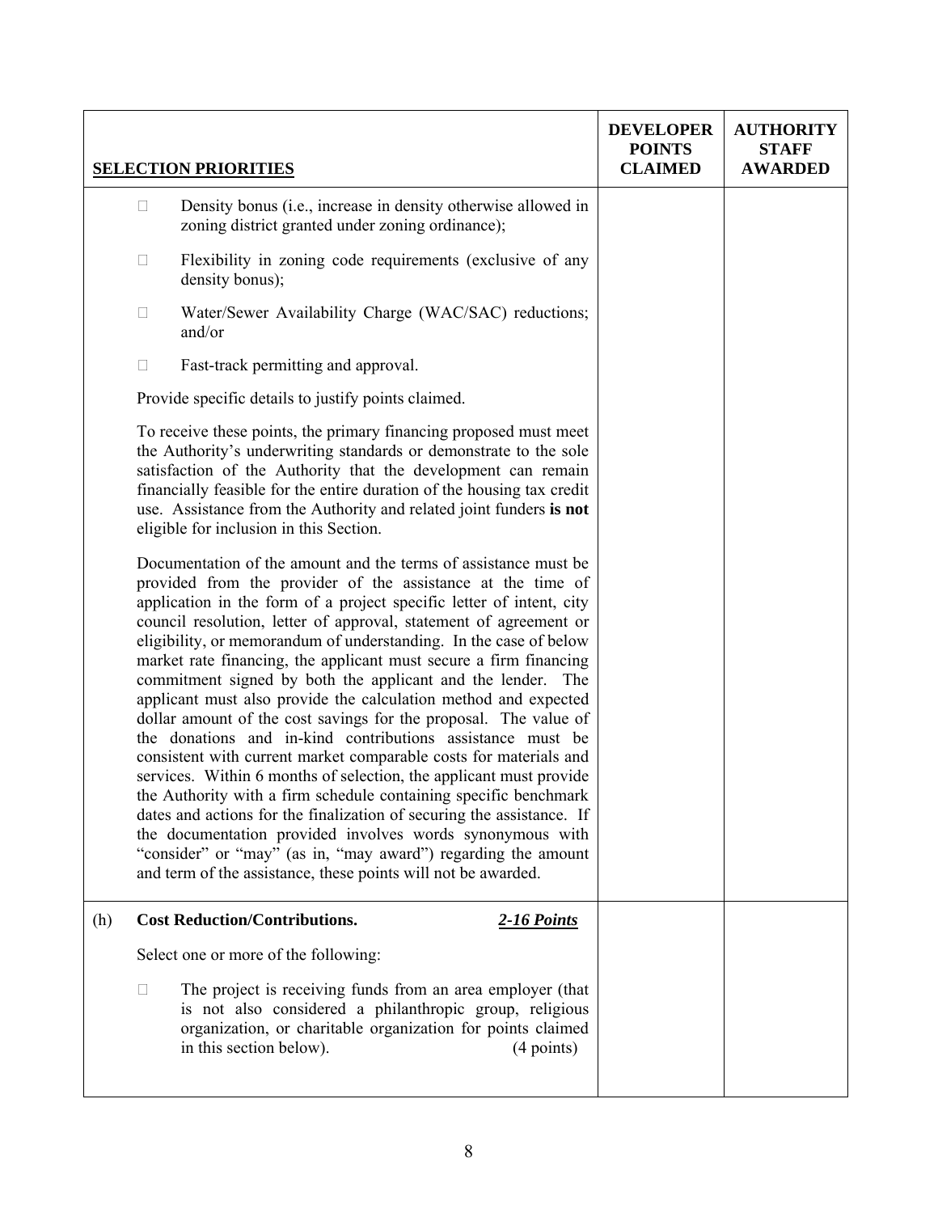| SELECTION PRIORITIES | DEVELOPER POINTS CLAIMED | AUTHORITY STAFF AWARDED |
|---|---|---|
| ☐ Density bonus (i.e., increase in density otherwise allowed in zoning district granted under zoning ordinance);<br><br>☐ Flexibility in zoning code requirements (exclusive of any density bonus);<br><br>☐ Water/Sewer Availability Charge (WAC/SAC) reductions; and/or<br><br>☐ Fast-track permitting and approval.<br><br>Provide specific details to justify points claimed.<br><br>To receive these points, the primary financing proposed must meet the Authority's underwriting standards or demonstrate to the sole satisfaction of the Authority that the development can remain financially feasible for the entire duration of the housing tax credit use. Assistance from the Authority and related joint funders **is not** eligible for inclusion in this Section.<br><br>Documentation of the amount and the terms of assistance must be provided from the provider of the assistance at the time of application in the form of a project specific letter of intent, city council resolution, letter of approval, statement of agreement or eligibility, or memorandum of understanding. In the case of below market rate financing, the applicant must secure a firm financing commitment signed by both the applicant and the lender. The applicant must also provide the calculation method and expected dollar amount of the cost savings for the proposal. The value of the donations and in-kind contributions assistance must be consistent with current market comparable costs for materials and services. Within 6 months of selection, the applicant must provide the Authority with a firm schedule containing specific benchmark dates and actions for the finalization of securing the assistance. If the documentation provided involves words synonymous with "consider" or "may" (as in, "may award") regarding the amount and term of the assistance, these points will not be awarded. | | |
| (h) **Cost Reduction/Contributions.** ***2-16 Points***<br><br>Select one or more of the following:<br><br>☐ The project is receiving funds from an area employer (that is not also considered a philanthropic group, religious organization, or charitable organization for points claimed in this section below). (4 points) | | |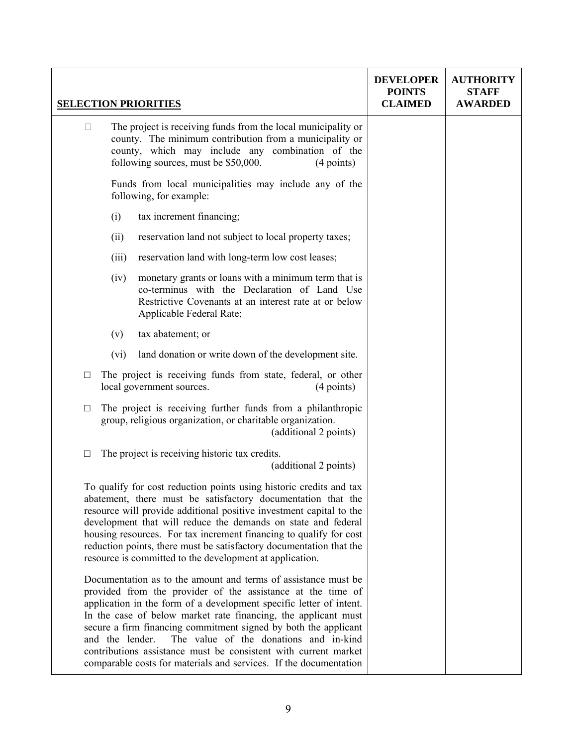| SELECTION PRIORITIES | DEVELOPER POINTS CLAIMED | AUTHORITY STAFF AWARDED |
|---|---|---|
| □ The project is receiving funds from the local municipality or county. The minimum contribution from a municipality or county, which may include any combination of the following sources, must be \$50,000. (4 points)<br><br>Funds from local municipalities may include any of the following, for example:<br><br>(i) tax increment financing;<br><br>(ii) reservation land not subject to local property taxes;<br><br>(iii) reservation land with long-term low cost leases;<br><br>(iv) monetary grants or loans with a minimum term that is co-terminus with the Declaration of Land Use Restrictive Covenants at an interest rate at or below Applicable Federal Rate;<br><br>(v) tax abatement; or<br><br>(vi) land donation or write down of the development site.<br><br>□ The project is receiving funds from state, federal, or other local government sources. (4 points)<br><br>□ The project is receiving further funds from a philanthropic group, religious organization, or charitable organization. (additional 2 points)<br><br>□ The project is receiving historic tax credits. (additional 2 points)<br><br>To qualify for cost reduction points using historic credits and tax abatement, there must be satisfactory documentation that the resource will provide additional positive investment capital to the development that will reduce the demands on state and federal housing resources. For tax increment financing to qualify for cost reduction points, there must be satisfactory documentation that the resource is committed to the development at application.<br><br>Documentation as to the amount and terms of assistance must be provided from the provider of the assistance at the time of application in the form of a development specific letter of intent. In the case of below market rate financing, the applicant must secure a firm financing commitment signed by both the applicant and the lender. The value of the donations and in-kind contributions assistance must be consistent with current market comparable costs for materials and services. If the documentation | | |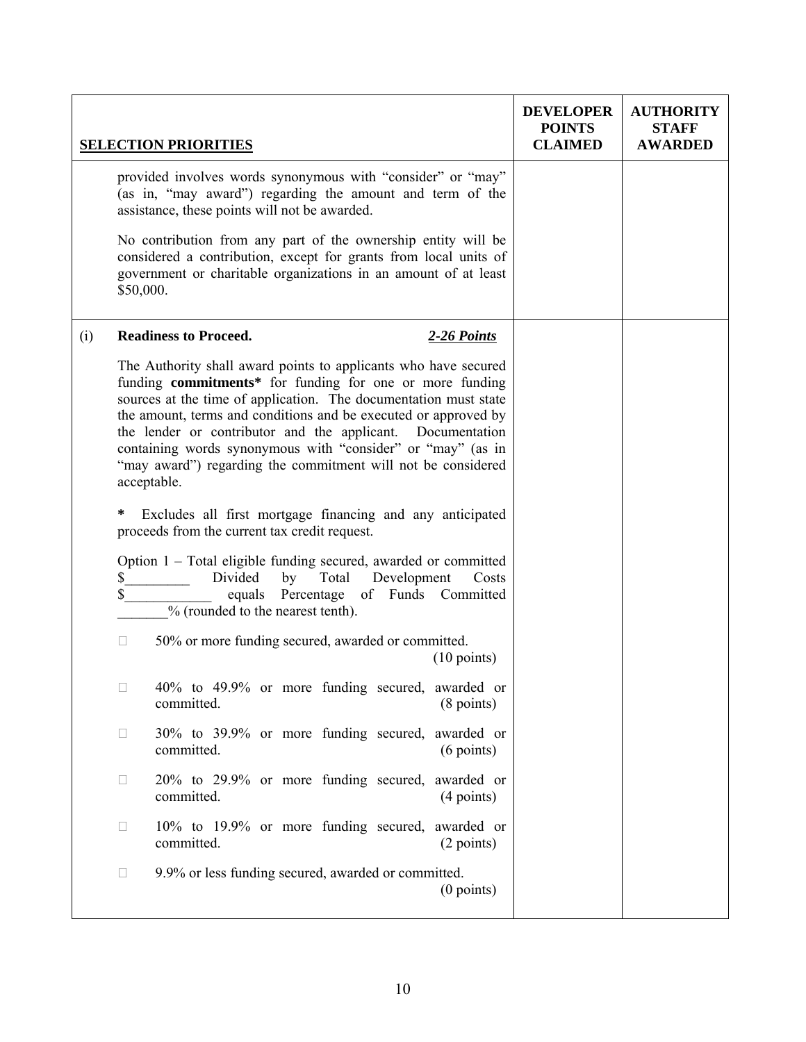| SELECTION PRIORITIES | | DEVELOPER POINTS CLAIMED | AUTHORITY STAFF AWARDED |
|---|---|---|---|
| | provided involves words synonymous with "consider" or "may" (as in, "may award") regarding the amount and term of the assistance, these points will not be awarded.<br><br>No contribution from any part of the ownership entity will be considered a contribution, except for grants from local units of government or charitable organizations in an amount of at least $50,000. | | |
| (i) | **Readiness to Proceed.** ***2-26 Points***<br><br>The Authority shall award points to applicants who have secured funding **commitments*** for funding for one or more funding sources at the time of application. The documentation must state the amount, terms and conditions and be executed or approved by the lender or contributor and the applicant. Documentation containing words synonymous with "consider" or "may" (as in "may award") regarding the commitment will not be considered acceptable.<br><br>**\*** Excludes all first mortgage financing and any anticipated proceeds from the current tax credit request.<br><br>Option 1 – Total eligible funding secured, awarded or committed $_________ Divided by Total Development Costs $____________ equals Percentage of Funds Committed _______% (rounded to the nearest tenth).<br><br>☐ 50% or more funding secured, awarded or committed. (10 points)<br><br>☐ 40% to 49.9% or more funding secured, awarded or committed. (8 points)<br><br>☐ 30% to 39.9% or more funding secured, awarded or committed. (6 points)<br><br>☐ 20% to 29.9% or more funding secured, awarded or committed. (4 points)<br><br>☐ 10% to 19.9% or more funding secured, awarded or committed. (2 points)<br><br>☐ 9.9% or less funding secured, awarded or committed. (0 points) | | |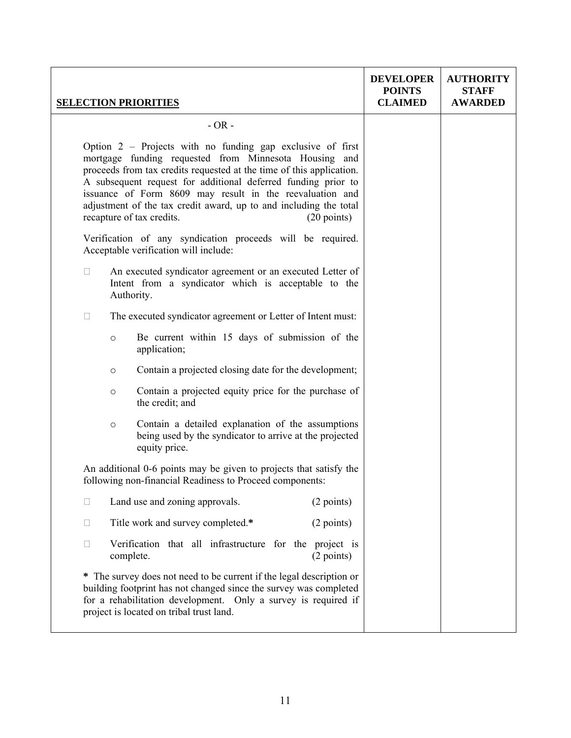| SELECTION PRIORITIES | DEVELOPER POINTS CLAIMED | AUTHORITY STAFF AWARDED |
|---|---|---|
| - OR - <br><br> Option 2 – Projects with no funding gap exclusive of first mortgage funding requested from Minnesota Housing and proceeds from tax credits requested at the time of this application. A subsequent request for additional deferred funding prior to issuance of Form 8609 may result in the reevaluation and adjustment of the tax credit award, up to and including the total recapture of tax credits. (20 points) <br><br> Verification of any syndication proceeds will be required. Acceptable verification will include: <br><br> □ An executed syndicator agreement or an executed Letter of Intent from a syndicator which is acceptable to the Authority. <br><br> □ The executed syndicator agreement or Letter of Intent must: <br><br> o Be current within 15 days of submission of the application; <br><br> o Contain a projected closing date for the development; <br><br> o Contain a projected equity price for the purchase of the credit; and <br><br> o Contain a detailed explanation of the assumptions being used by the syndicator to arrive at the projected equity price. <br><br> An additional 0-6 points may be given to projects that satisfy the following non-financial Readiness to Proceed components: <br><br> □ Land use and zoning approvals. (2 points) <br><br> □ Title work and survey completed.* (2 points) <br><br> □ Verification that all infrastructure for the project is complete. (2 points) <br><br> * The survey does not need to be current if the legal description or building footprint has not changed since the survey was completed for a rehabilitation development. Only a survey is required if project is located on tribal trust land. | | |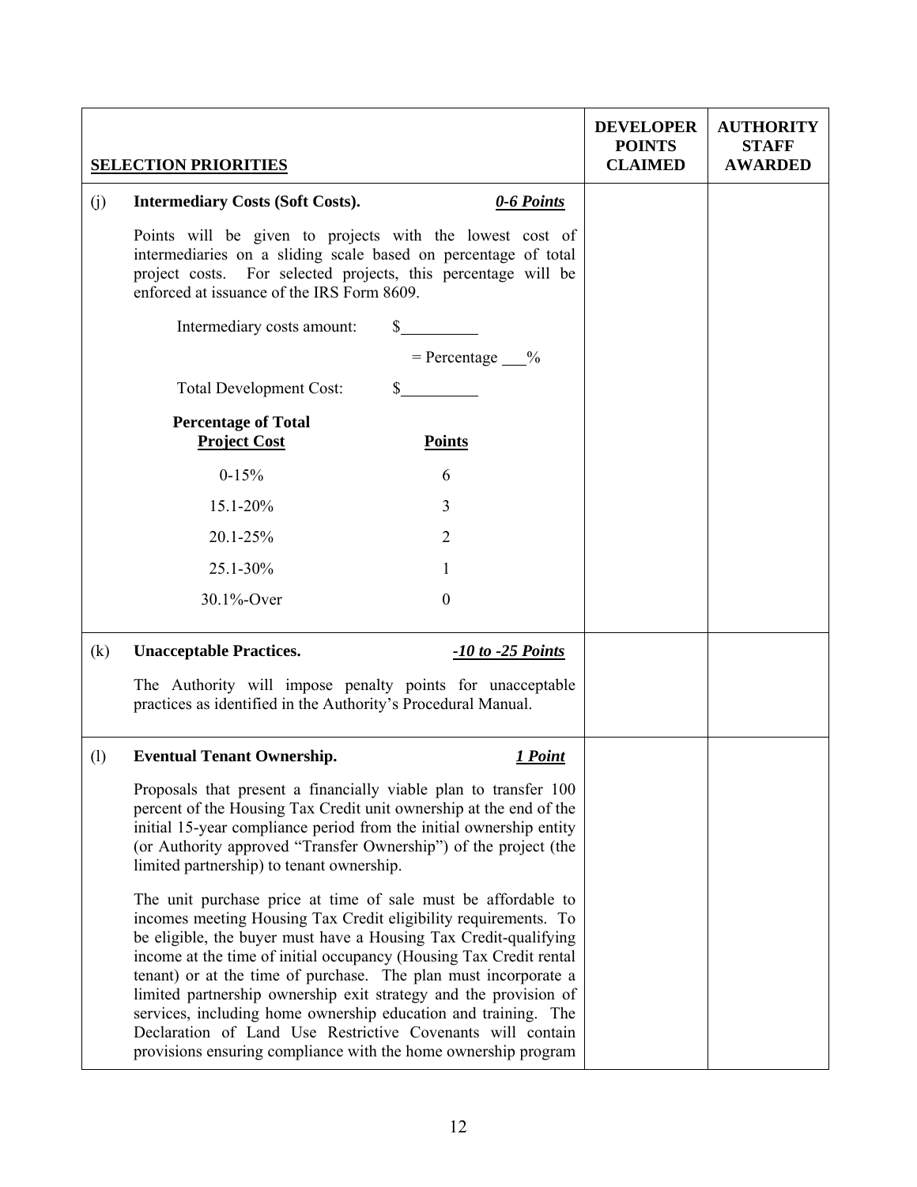| SELECTION PRIORITIES | DEVELOPER POINTS CLAIMED | AUTHORITY STAFF AWARDED |
|---|---|---|
| (j) **Intermediary Costs (Soft Costs).** ***0-6 Points***<br><br>Points will be given to projects with the lowest cost of intermediaries on a sliding scale based on percentage of total project costs. For selected projects, this percentage will be enforced at issuance of the IRS Form 8609.<br><br>Intermediary costs amount: $\_\_\_\_\_\_\_\_\_<br>= Percentage \_\_\_%<br>Total Development Cost: $\_\_\_\_\_\_\_\_\_<br><br>**Percentage of Total Project Cost** — **Points**<br>0-15% — 6<br>15.1-20% — 3<br>20.1-25% — 2<br>25.1-30% — 1<br>30.1%-Over — 0 | | |
| (k) **Unacceptable Practices.** ***-10 to -25 Points***<br><br>The Authority will impose penalty points for unacceptable practices as identified in the Authority's Procedural Manual. | | |
| (l) **Eventual Tenant Ownership.** ***1 Point***<br><br>Proposals that present a financially viable plan to transfer 100 percent of the Housing Tax Credit unit ownership at the end of the initial 15-year compliance period from the initial ownership entity (or Authority approved "Transfer Ownership") of the project (the limited partnership) to tenant ownership.<br><br>The unit purchase price at time of sale must be affordable to incomes meeting Housing Tax Credit eligibility requirements. To be eligible, the buyer must have a Housing Tax Credit-qualifying income at the time of initial occupancy (Housing Tax Credit rental tenant) or at the time of purchase. The plan must incorporate a limited partnership ownership exit strategy and the provision of services, including home ownership education and training. The Declaration of Land Use Restrictive Covenants will contain provisions ensuring compliance with the home ownership program | | |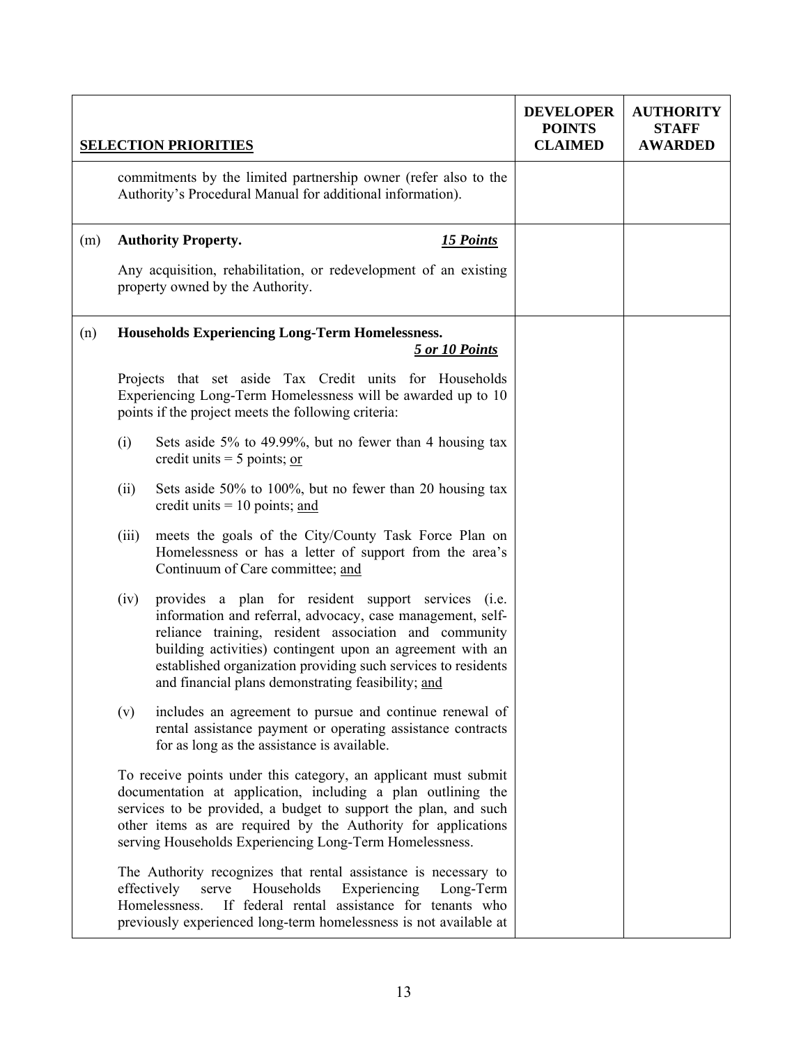| SELECTION PRIORITIES | DEVELOPER POINTS CLAIMED | AUTHORITY STAFF AWARDED |
|---|---|---|
| commitments by the limited partnership owner (refer also to the Authority's Procedural Manual for additional information). | | |
| (m) **Authority Property.** ***15 Points***<br><br>Any acquisition, rehabilitation, or redevelopment of an existing property owned by the Authority. | | |
| (n) **Households Experiencing Long-Term Homelessness.** ***5 or 10 Points***<br><br>Projects that set aside Tax Credit units for Households Experiencing Long-Term Homelessness will be awarded up to 10 points if the project meets the following criteria:<br><br>(i) Sets aside 5% to 49.99%, but no fewer than 4 housing tax credit units = 5 points; <u>or</u><br><br>(ii) Sets aside 50% to 100%, but no fewer than 20 housing tax credit units = 10 points; <u>and</u><br><br>(iii) meets the goals of the City/County Task Force Plan on Homelessness or has a letter of support from the area's Continuum of Care committee; <u>and</u><br><br>(iv) provides a plan for resident support services (i.e. information and referral, advocacy, case management, self-reliance training, resident association and community building activities) contingent upon an agreement with an established organization providing such services to residents and financial plans demonstrating feasibility; <u>and</u><br><br>(v) includes an agreement to pursue and continue renewal of rental assistance payment or operating assistance contracts for as long as the assistance is available.<br><br>To receive points under this category, an applicant must submit documentation at application, including a plan outlining the services to be provided, a budget to support the plan, and such other items as are required by the Authority for applications serving Households Experiencing Long-Term Homelessness.<br><br>The Authority recognizes that rental assistance is necessary to effectively serve Households Experiencing Long-Term Homelessness. If federal rental assistance for tenants who previously experienced long-term homelessness is not available at | | |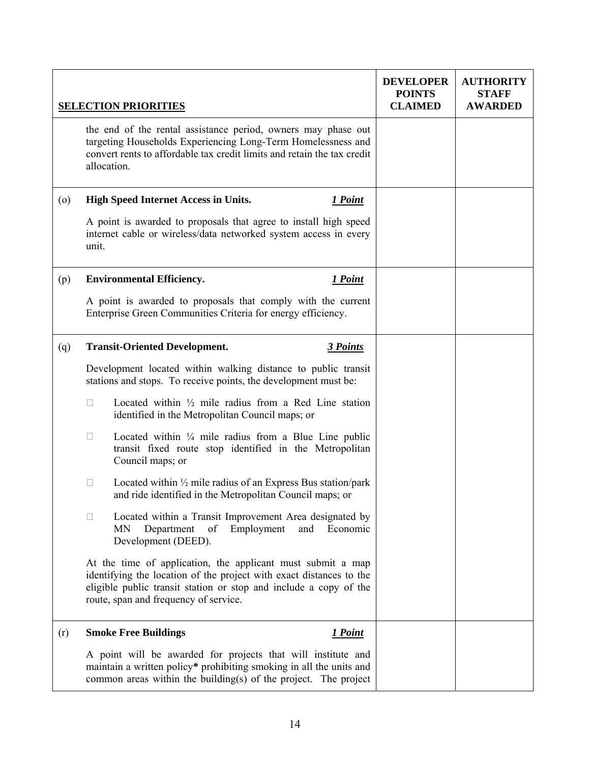| | SELECTION PRIORITIES | DEVELOPER POINTS CLAIMED | AUTHORITY STAFF AWARDED |
|---|---|---|---|
| | the end of the rental assistance period, owners may phase out targeting Households Experiencing Long-Term Homelessness and convert rents to affordable tax credit limits and retain the tax credit allocation. | | |
| (o) | **High Speed Internet Access in Units.** ***1 Point***<br><br>A point is awarded to proposals that agree to install high speed internet cable or wireless/data networked system access in every unit. | | |
| (p) | **Environmental Efficiency.** ***1 Point***<br><br>A point is awarded to proposals that comply with the current Enterprise Green Communities Criteria for energy efficiency. | | |
| (q) | **Transit-Oriented Development.** ***3 Points***<br><br>Development located within walking distance to public transit stations and stops. To receive points, the development must be:<br><br>□ Located within ½ mile radius from a Red Line station identified in the Metropolitan Council maps; or<br><br>□ Located within ¼ mile radius from a Blue Line public transit fixed route stop identified in the Metropolitan Council maps; or<br><br>□ Located within ½ mile radius of an Express Bus station/park and ride identified in the Metropolitan Council maps; or<br><br>□ Located within a Transit Improvement Area designated by MN Department of Employment and Economic Development (DEED).<br><br>At the time of application, the applicant must submit a map identifying the location of the project with exact distances to the eligible public transit station or stop and include a copy of the route, span and frequency of service. | | |
| (r) | **Smoke Free Buildings** ***1 Point***<br><br>A point will be awarded for projects that will institute and maintain a written policy* prohibiting smoking in all the units and common areas within the building(s) of the project. The project | | |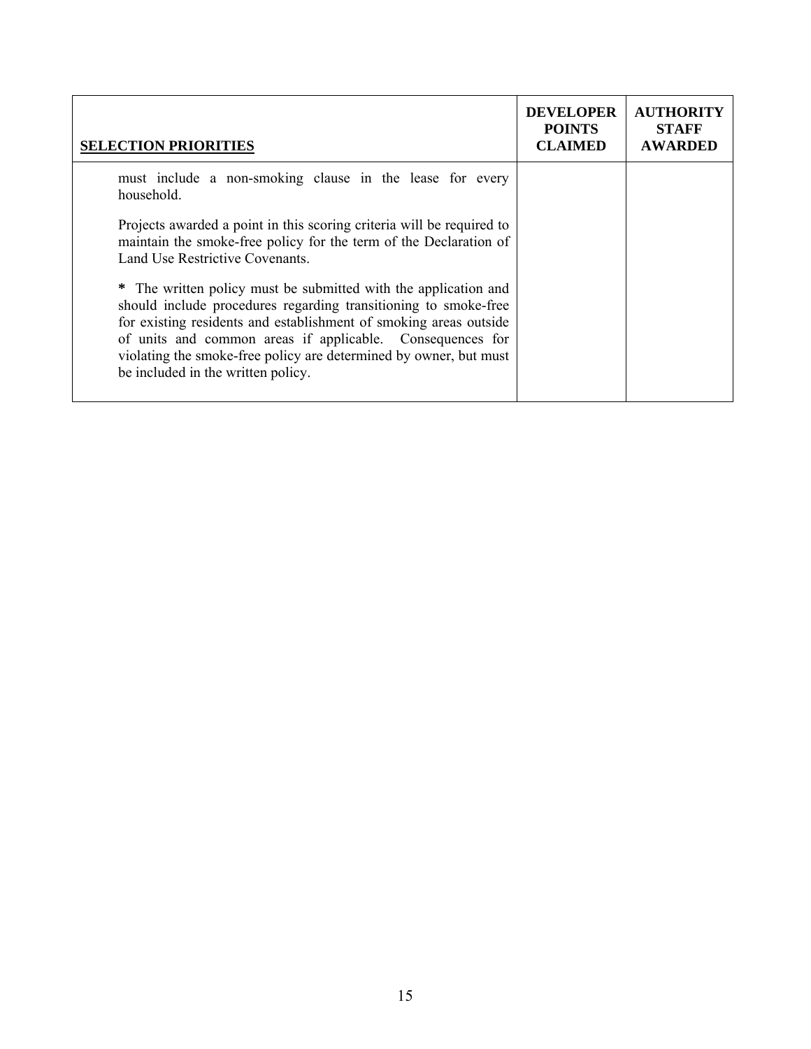| SELECTION PRIORITIES | DEVELOPER POINTS CLAIMED | AUTHORITY STAFF AWARDED |
|---|---|---|
| must include a non-smoking clause in the lease for every household.<br><br>Projects awarded a point in this scoring criteria will be required to maintain the smoke-free policy for the term of the Declaration of Land Use Restrictive Covenants.<br><br>**\*** The written policy must be submitted with the application and should include procedures regarding transitioning to smoke-free for existing residents and establishment of smoking areas outside of units and common areas if applicable. Consequences for violating the smoke-free policy are determined by owner, but must be included in the written policy. | | |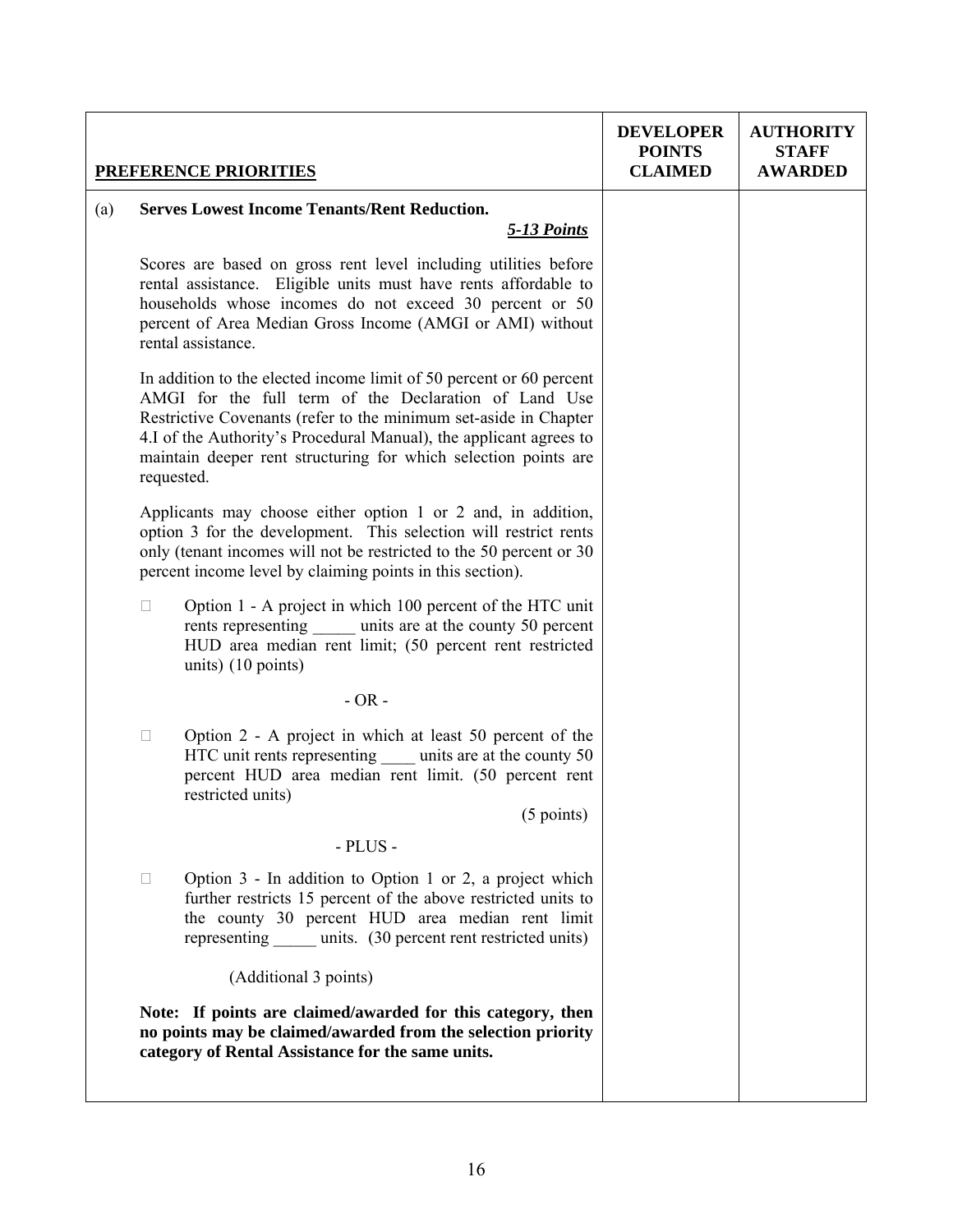| PREFERENCE PRIORITIES | DEVELOPER POINTS CLAIMED | AUTHORITY STAFF AWARDED |
|---|---|---|
| (a) **Serves Lowest Income Tenants/Rent Reduction.** ***5-13 Points***<br><br>Scores are based on gross rent level including utilities before rental assistance. Eligible units must have rents affordable to households whose incomes do not exceed 30 percent or 50 percent of Area Median Gross Income (AMGI or AMI) without rental assistance.<br><br>In addition to the elected income limit of 50 percent or 60 percent AMGI for the full term of the Declaration of Land Use Restrictive Covenants (refer to the minimum set-aside in Chapter 4.I of the Authority's Procedural Manual), the applicant agrees to maintain deeper rent structuring for which selection points are requested.<br><br>Applicants may choose either option 1 or 2 and, in addition, option 3 for the development. This selection will restrict rents only (tenant incomes will not be restricted to the 50 percent or 30 percent income level by claiming points in this section).<br><br>☐ Option 1 - A project in which 100 percent of the HTC unit rents representing _____ units are at the county 50 percent HUD area median rent limit; (50 percent rent restricted units) (10 points)<br><br>- OR -<br><br>☐ Option 2 - A project in which at least 50 percent of the HTC unit rents representing ____ units are at the county 50 percent HUD area median rent limit. (50 percent rent restricted units) (5 points)<br><br>- PLUS -<br><br>☐ Option 3 - In addition to Option 1 or 2, a project which further restricts 15 percent of the above restricted units to the county 30 percent HUD area median rent limit representing _____ units. (30 percent rent restricted units)<br><br>(Additional 3 points)<br><br>**Note: If points are claimed/awarded for this category, then no points may be claimed/awarded from the selection priority category of Rental Assistance for the same units.** | | |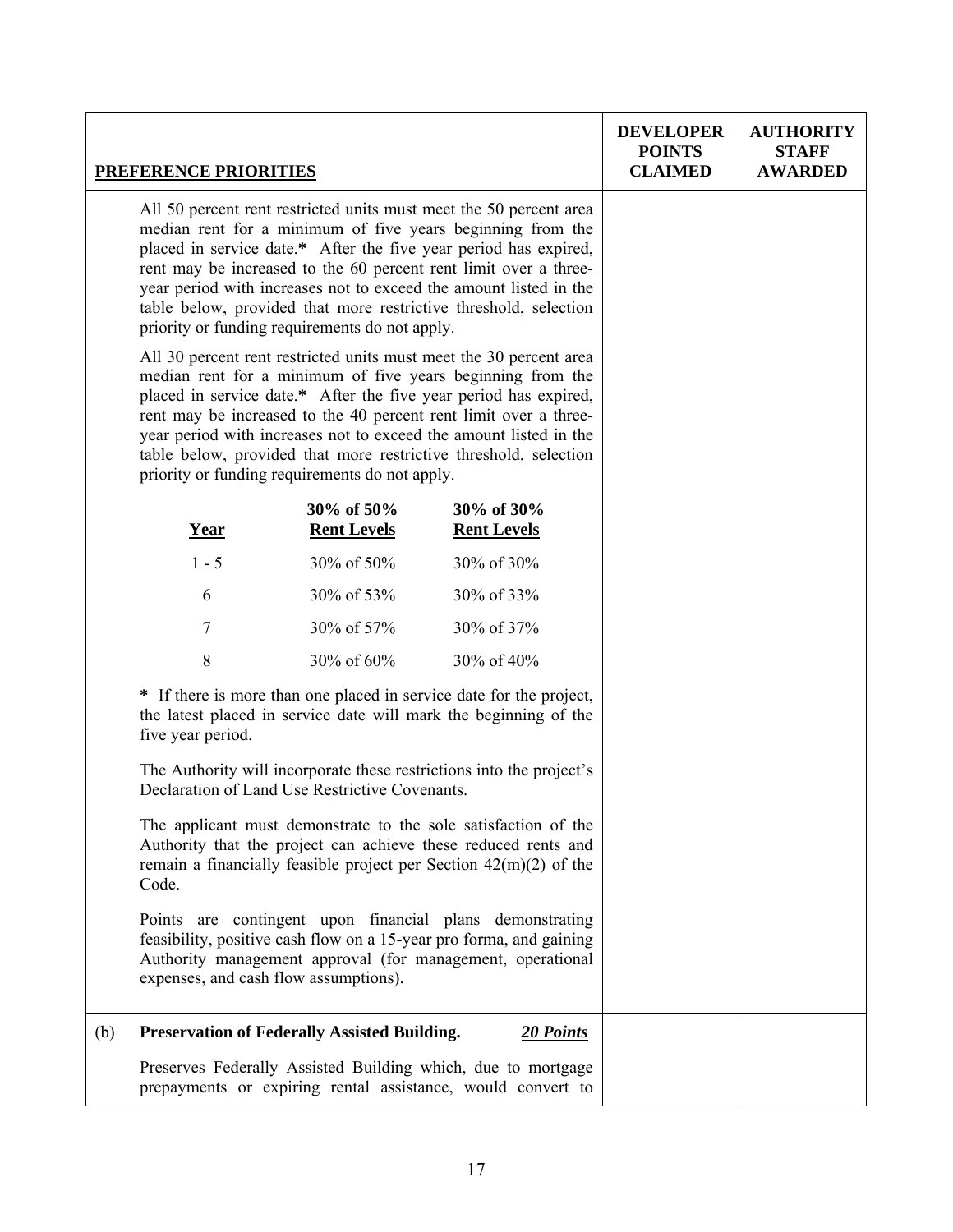| PREFERENCE PRIORITIES | DEVELOPER POINTS CLAIMED | AUTHORITY STAFF AWARDED |
|---|---|---|

All 50 percent rent restricted units must meet the 50 percent area median rent for a minimum of five years beginning from the placed in service date.* After the five year period has expired, rent may be increased to the 60 percent rent limit over a three-year period with increases not to exceed the amount listed in the table below, provided that more restrictive threshold, selection priority or funding requirements do not apply.

All 30 percent rent restricted units must meet the 30 percent area median rent for a minimum of five years beginning from the placed in service date.* After the five year period has expired, rent may be increased to the 40 percent rent limit over a three-year period with increases not to exceed the amount listed in the table below, provided that more restrictive threshold, selection priority or funding requirements do not apply.

| Year | 30% of 50% Rent Levels | 30% of 30% Rent Levels |
|---|---|---|
| 1 - 5 | 30% of 50% | 30% of 30% |
| 6 | 30% of 53% | 30% of 33% |
| 7 | 30% of 57% | 30% of 37% |
| 8 | 30% of 60% | 30% of 40% |

* If there is more than one placed in service date for the project, the latest placed in service date will mark the beginning of the five year period.

The Authority will incorporate these restrictions into the project's Declaration of Land Use Restrictive Covenants.

The applicant must demonstrate to the sole satisfaction of the Authority that the project can achieve these reduced rents and remain a financially feasible project per Section 42(m)(2) of the Code.

Points are contingent upon financial plans demonstrating feasibility, positive cash flow on a 15-year pro forma, and gaining Authority management approval (for management, operational expenses, and cash flow assumptions).

(b) **Preservation of Federally Assisted Building.** ***20 Points***

Preserves Federally Assisted Building which, due to mortgage prepayments or expiring rental assistance, would convert to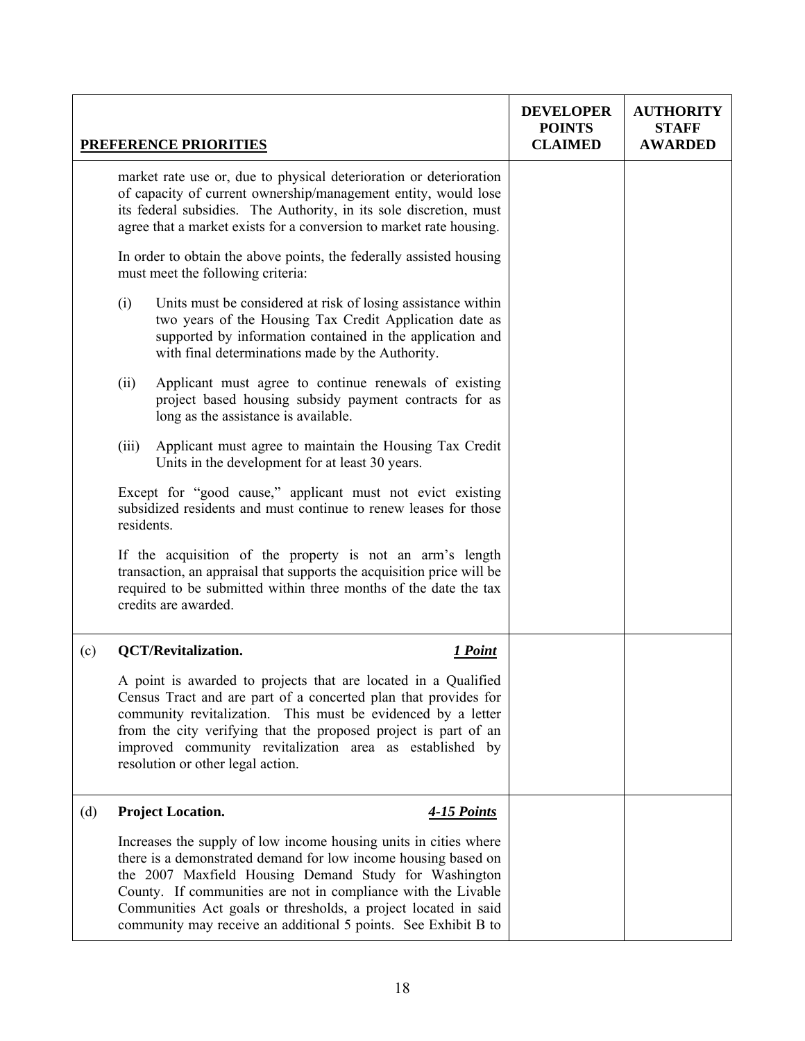| PREFERENCE PRIORITIES | DEVELOPER POINTS CLAIMED | AUTHORITY STAFF AWARDED |
|---|---|---|
| market rate use or, due to physical deterioration or deterioration of capacity of current ownership/management entity, would lose its federal subsidies. The Authority, in its sole discretion, must agree that a market exists for a conversion to market rate housing.<br><br>In order to obtain the above points, the federally assisted housing must meet the following criteria:<br><br>(i) Units must be considered at risk of losing assistance within two years of the Housing Tax Credit Application date as supported by information contained in the application and with final determinations made by the Authority.<br><br>(ii) Applicant must agree to continue renewals of existing project based housing subsidy payment contracts for as long as the assistance is available.<br><br>(iii) Applicant must agree to maintain the Housing Tax Credit Units in the development for at least 30 years.<br><br>Except for "good cause," applicant must not evict existing subsidized residents and must continue to renew leases for those residents.<br><br>If the acquisition of the property is not an arm's length transaction, an appraisal that supports the acquisition price will be required to be submitted within three months of the date the tax credits are awarded. | | |
| (c) **QCT/Revitalization.** ***1 Point***<br><br>A point is awarded to projects that are located in a Qualified Census Tract and are part of a concerted plan that provides for community revitalization. This must be evidenced by a letter from the city verifying that the proposed project is part of an improved community revitalization area as established by resolution or other legal action. | | |
| (d) **Project Location.** ***4-15 Points***<br><br>Increases the supply of low income housing units in cities where there is a demonstrated demand for low income housing based on the 2007 Maxfield Housing Demand Study for Washington County. If communities are not in compliance with the Livable Communities Act goals or thresholds, a project located in said community may receive an additional 5 points. See Exhibit B to | | |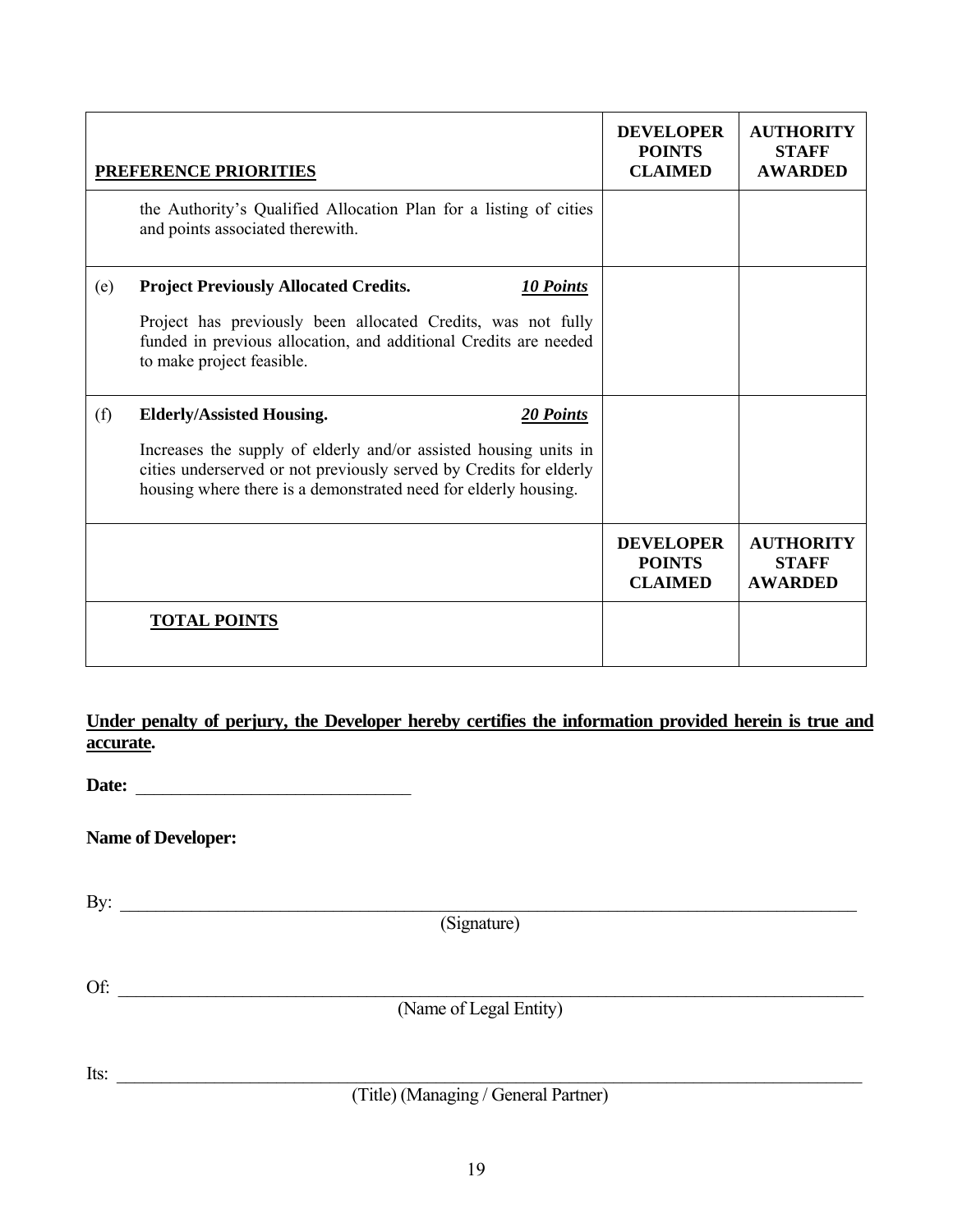| PREFERENCE PRIORITIES | | DEVELOPER POINTS CLAIMED | AUTHORITY STAFF AWARDED |
|---|---|---|---|
| | the Authority's Qualified Allocation Plan for a listing of cities and points associated therewith. | | |
| (e) | **Project Previously Allocated Credits.** ***10 Points*** <br><br> Project has previously been allocated Credits, was not fully funded in previous allocation, and additional Credits are needed to make project feasible. | | |
| (f) | **Elderly/Assisted Housing.** ***20 Points*** <br><br> Increases the supply of elderly and/or assisted housing units in cities underserved or not previously served by Credits for elderly housing where there is a demonstrated need for elderly housing. | | |
| | | **DEVELOPER POINTS CLAIMED** | **AUTHORITY STAFF AWARDED** |
| | **TOTAL POINTS** | | |

**Under penalty of perjury, the Developer hereby certifies the information provided herein is true and accurate.**

**Date:** ______________________________

**Name of Developer:**

By: ________________________________________________________________________________
(Signature)

Of: ________________________________________________________________________________
(Name of Legal Entity)

Its: ________________________________________________________________________________
(Title) (Managing / General Partner)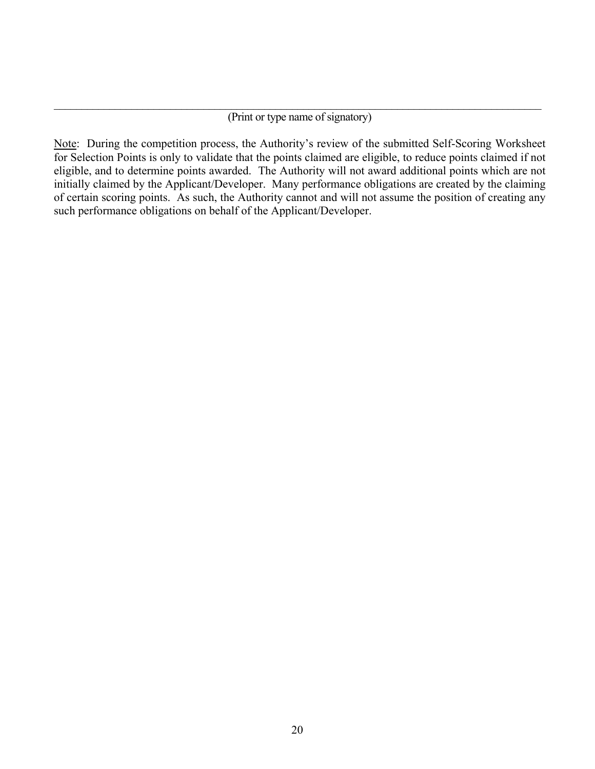\_\_\_\_\_\_\_\_\_\_\_\_\_\_\_\_\_\_\_\_\_\_\_\_\_\_\_\_\_\_\_\_\_\_\_\_\_\_\_\_\_\_\_\_\_\_\_\_\_\_\_\_\_\_\_\_\_\_\_\_\_\_\_\_\_\_\_\_\_\_\_\_

(Print or type name of signatory)

Note: During the competition process, the Authority's review of the submitted Self-Scoring Worksheet for Selection Points is only to validate that the points claimed are eligible, to reduce points claimed if not eligible, and to determine points awarded. The Authority will not award additional points which are not initially claimed by the Applicant/Developer. Many performance obligations are created by the claiming of certain scoring points. As such, the Authority cannot and will not assume the position of creating any such performance obligations on behalf of the Applicant/Developer.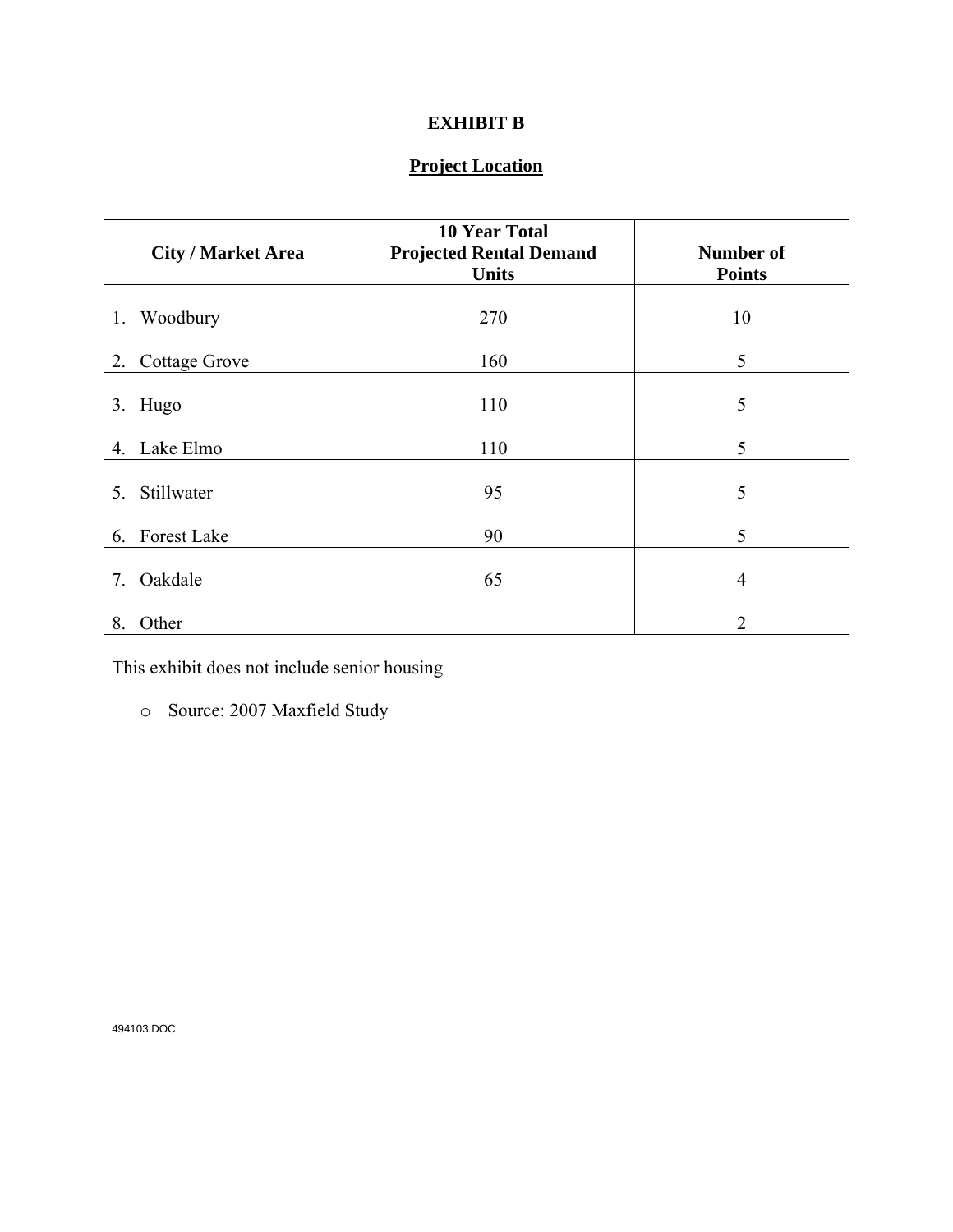# EXHIBIT B

## Project Location

| City / Market Area | 10 Year Total Projected Rental Demand Units | Number of Points |
|---|---|---|
| 1. Woodbury | 270 | 10 |
| 2. Cottage Grove | 160 | 5 |
| 3. Hugo | 110 | 5 |
| 4. Lake Elmo | 110 | 5 |
| 5. Stillwater | 95 | 5 |
| 6. Forest Lake | 90 | 5 |
| 7. Oakdale | 65 | 4 |
| 8. Other | | 2 |

This exhibit does not include senior housing

- Source: 2007 Maxfield Study

494103.DOC